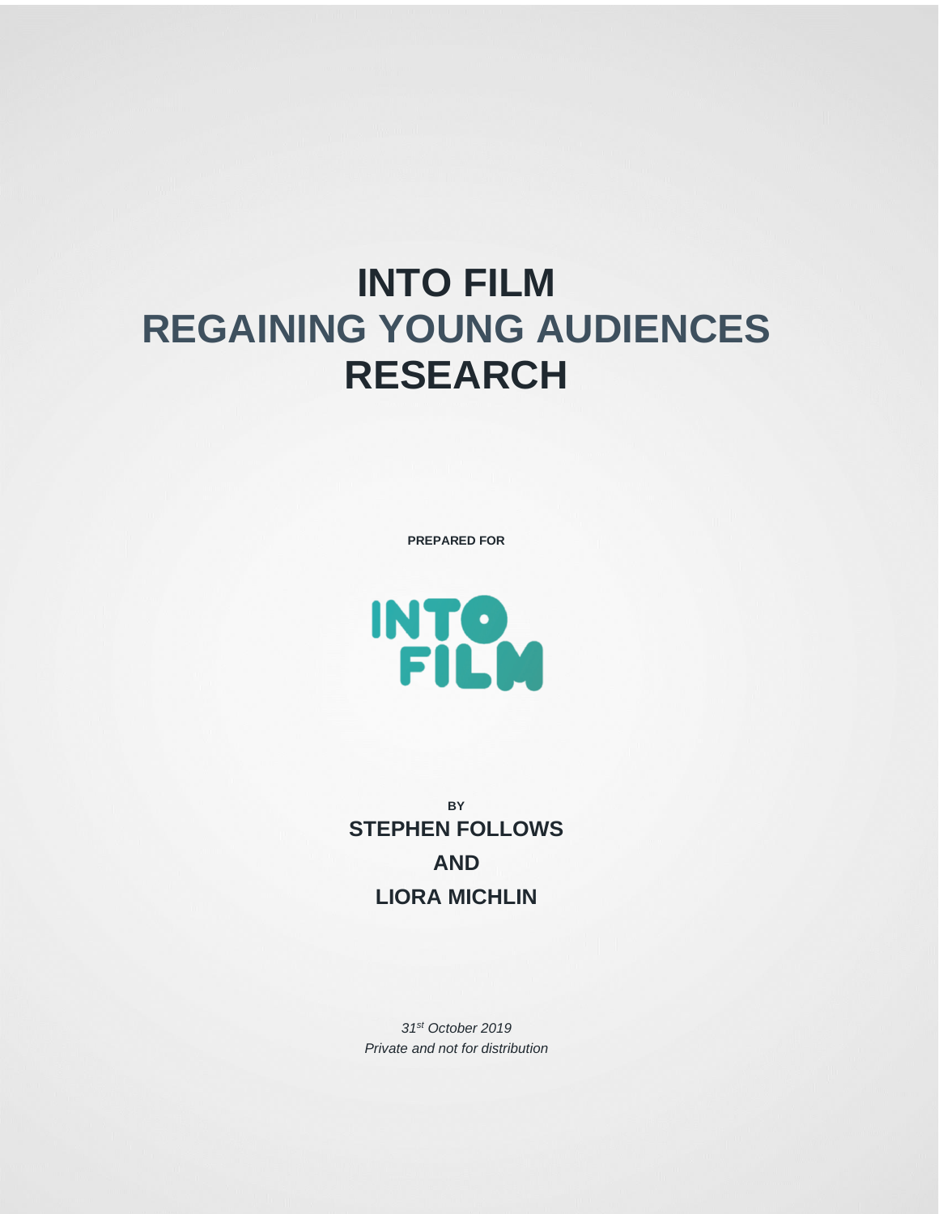# INTO FILM
# REGAINING YOUNG AUDIENCES
# RESEARCH

**PREPARED FOR**

INTO FILM

**BY**

**STEPHEN FOLLOWS**

**AND**

**LIORA MICHLIN**

*31st October 2019*

*Private and not for distribution*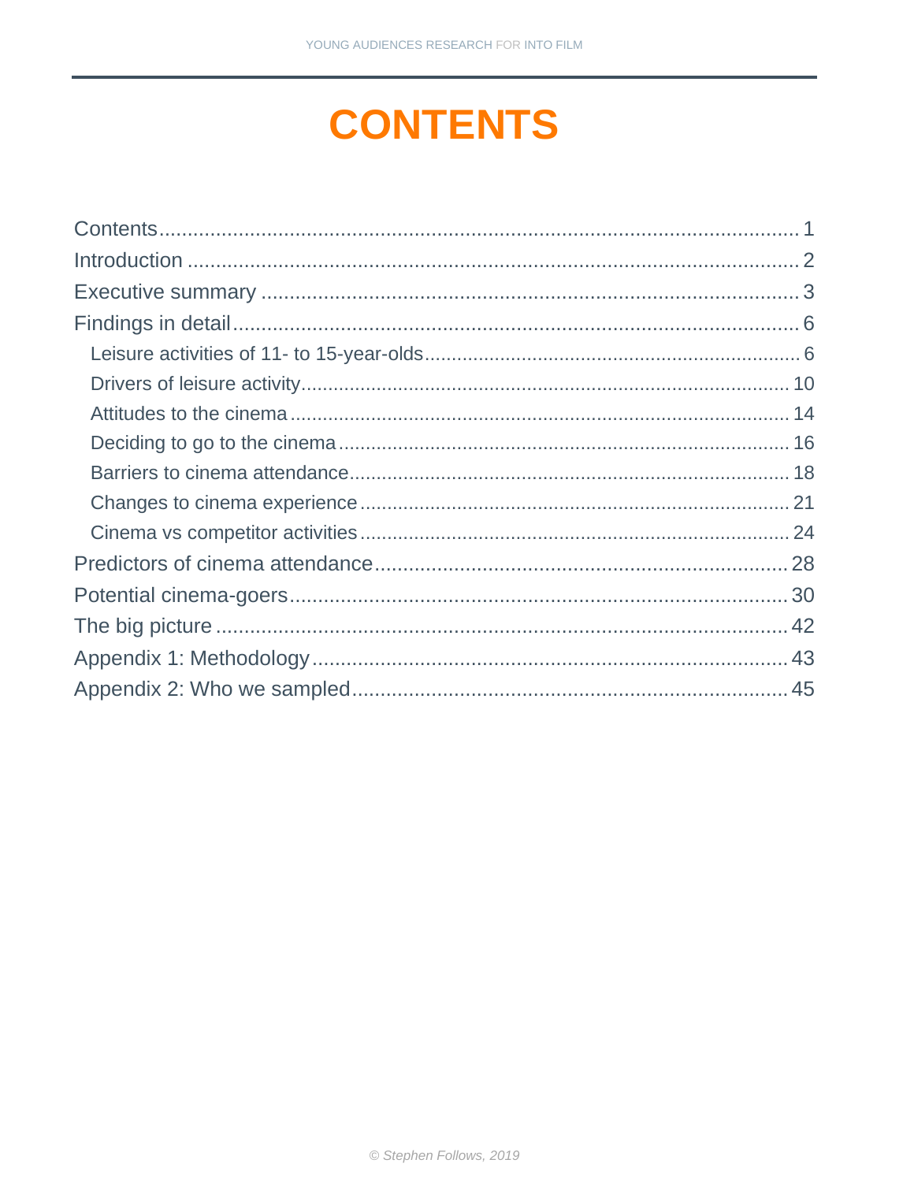# CONTENTS

Contents........................................................................................................1
Introduction ....................................................................................................2
Executive summary .........................................................................................3
Findings in detail..............................................................................................6
  Leisure activities of 11- to 15-year-olds...........................................................6
  Drivers of leisure activity.................................................................................10
  Attitudes to the cinema ...................................................................................14
  Deciding to go to the cinema ...........................................................................16
  Barriers to cinema attendance..........................................................................18
  Changes to cinema experience .........................................................................21
  Cinema vs competitor activities ........................................................................24
Predictors of cinema attendance.........................................................................28
Potential cinema-goers.......................................................................................30
The big picture .................................................................................................42
Appendix 1: Methodology....................................................................................43
Appendix 2: Who we sampled..............................................................................45

© Stephen Follows, 2019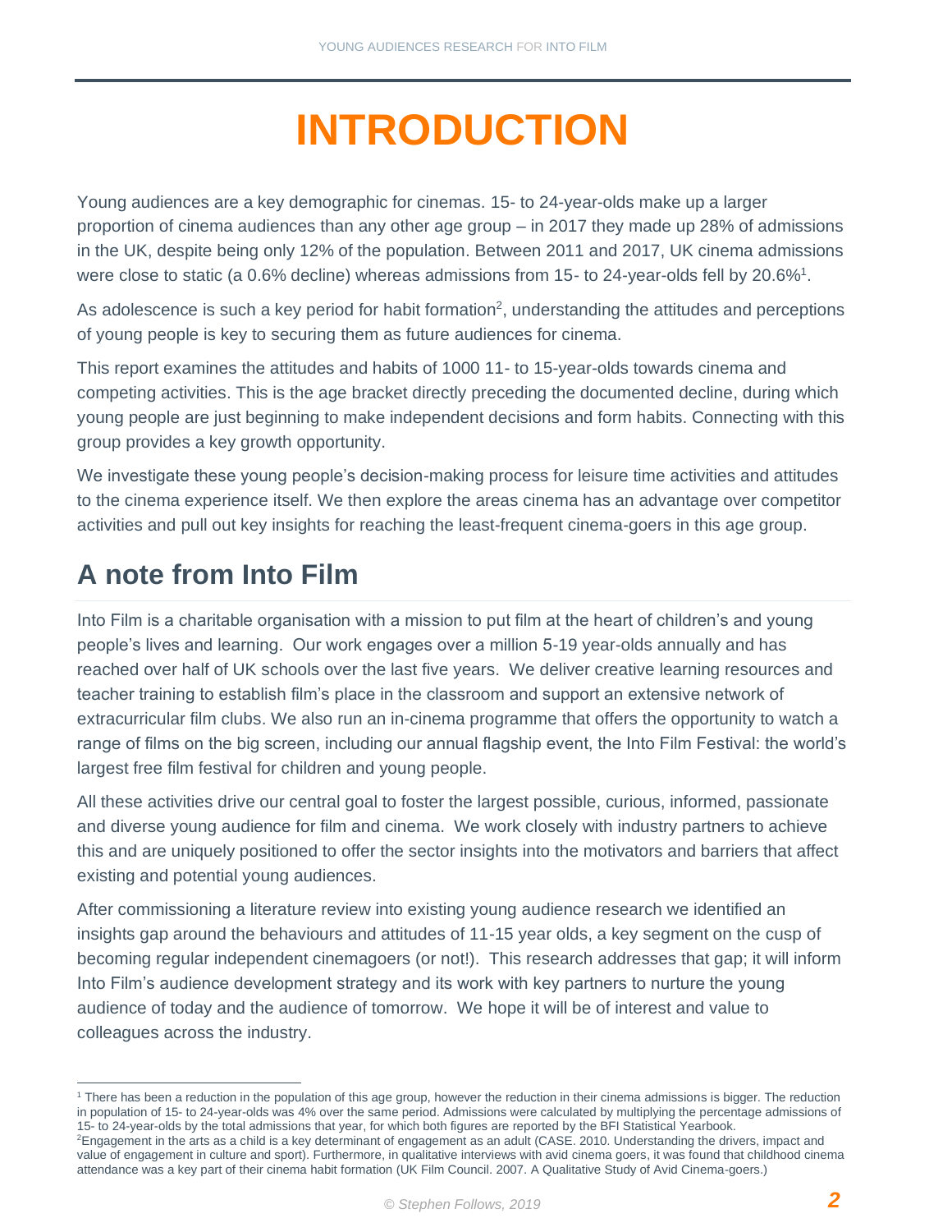# INTRODUCTION

Young audiences are a key demographic for cinemas. 15- to 24-year-olds make up a larger proportion of cinema audiences than any other age group – in 2017 they made up 28% of admissions in the UK, despite being only 12% of the population. Between 2011 and 2017, UK cinema admissions were close to static (a 0.6% decline) whereas admissions from 15- to 24-year-olds fell by 20.6%[1].

As adolescence is such a key period for habit formation[2], understanding the attitudes and perceptions of young people is key to securing them as future audiences for cinema.

This report examines the attitudes and habits of 1000 11- to 15-year-olds towards cinema and competing activities. This is the age bracket directly preceding the documented decline, during which young people are just beginning to make independent decisions and form habits. Connecting with this group provides a key growth opportunity.

We investigate these young people's decision-making process for leisure time activities and attitudes to the cinema experience itself. We then explore the areas cinema has an advantage over competitor activities and pull out key insights for reaching the least-frequent cinema-goers in this age group.

## A note from Into Film

Into Film is a charitable organisation with a mission to put film at the heart of children's and young people's lives and learning. Our work engages over a million 5-19 year-olds annually and has reached over half of UK schools over the last five years. We deliver creative learning resources and teacher training to establish film's place in the classroom and support an extensive network of extracurricular film clubs. We also run an in-cinema programme that offers the opportunity to watch a range of films on the big screen, including our annual flagship event, the Into Film Festival: the world's largest free film festival for children and young people.

All these activities drive our central goal to foster the largest possible, curious, informed, passionate and diverse young audience for film and cinema. We work closely with industry partners to achieve this and are uniquely positioned to offer the sector insights into the motivators and barriers that affect existing and potential young audiences.

After commissioning a literature review into existing young audience research we identified an insights gap around the behaviours and attitudes of 11-15 year olds, a key segment on the cusp of becoming regular independent cinemagoers (or not!). This research addresses that gap; it will inform Into Film's audience development strategy and its work with key partners to nurture the young audience of today and the audience of tomorrow. We hope it will be of interest and value to colleagues across the industry.

---

[1] There has been a reduction in the population of this age group, however the reduction in their cinema admissions is bigger. The reduction in population of 15- to 24-year-olds was 4% over the same period. Admissions were calculated by multiplying the percentage admissions of 15- to 24-year-olds by the total admissions that year, for which both figures are reported by the BFI Statistical Yearbook.

[2] Engagement in the arts as a child is a key determinant of engagement as an adult (CASE. 2010. Understanding the drivers, impact and value of engagement in culture and sport). Furthermore, in qualitative interviews with avid cinema goers, it was found that childhood cinema attendance was a key part of their cinema habit formation (UK Film Council. 2007. A Qualitative Study of Avid Cinema-goers.)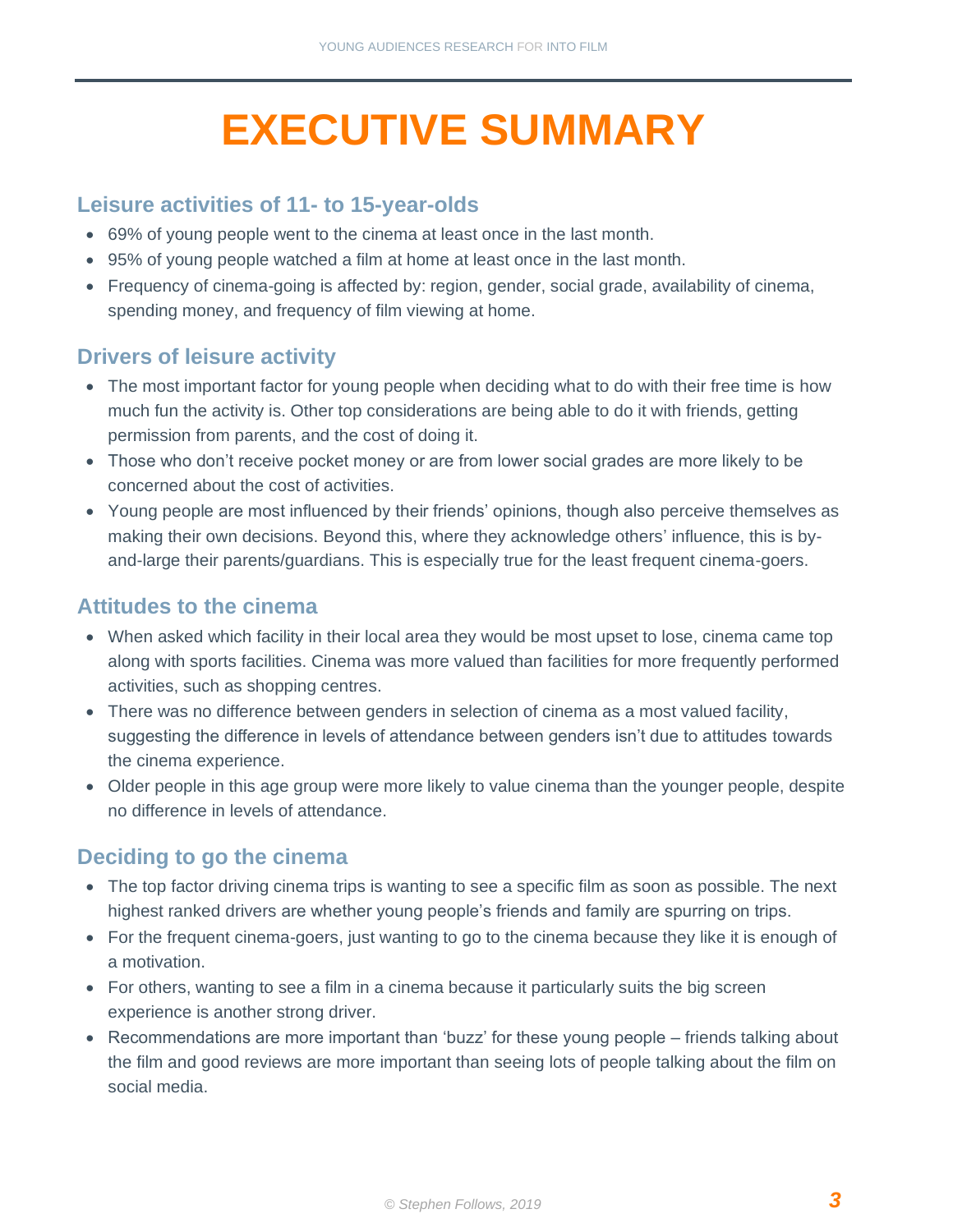# EXECUTIVE SUMMARY

## Leisure activities of 11- to 15-year-olds

- 69% of young people went to the cinema at least once in the last month.
- 95% of young people watched a film at home at least once in the last month.
- Frequency of cinema-going is affected by: region, gender, social grade, availability of cinema, spending money, and frequency of film viewing at home.

## Drivers of leisure activity

- The most important factor for young people when deciding what to do with their free time is how much fun the activity is. Other top considerations are being able to do it with friends, getting permission from parents, and the cost of doing it.
- Those who don't receive pocket money or are from lower social grades are more likely to be concerned about the cost of activities.
- Young people are most influenced by their friends' opinions, though also perceive themselves as making their own decisions. Beyond this, where they acknowledge others' influence, this is by-and-large their parents/guardians. This is especially true for the least frequent cinema-goers.

## Attitudes to the cinema

- When asked which facility in their local area they would be most upset to lose, cinema came top along with sports facilities. Cinema was more valued than facilities for more frequently performed activities, such as shopping centres.
- There was no difference between genders in selection of cinema as a most valued facility, suggesting the difference in levels of attendance between genders isn't due to attitudes towards the cinema experience.
- Older people in this age group were more likely to value cinema than the younger people, despite no difference in levels of attendance.

## Deciding to go the cinema

- The top factor driving cinema trips is wanting to see a specific film as soon as possible. The next highest ranked drivers are whether young people's friends and family are spurring on trips.
- For the frequent cinema-goers, just wanting to go to the cinema because they like it is enough of a motivation.
- For others, wanting to see a film in a cinema because it particularly suits the big screen experience is another strong driver.
- Recommendations are more important than 'buzz' for these young people – friends talking about the film and good reviews are more important than seeing lots of people talking about the film on social media.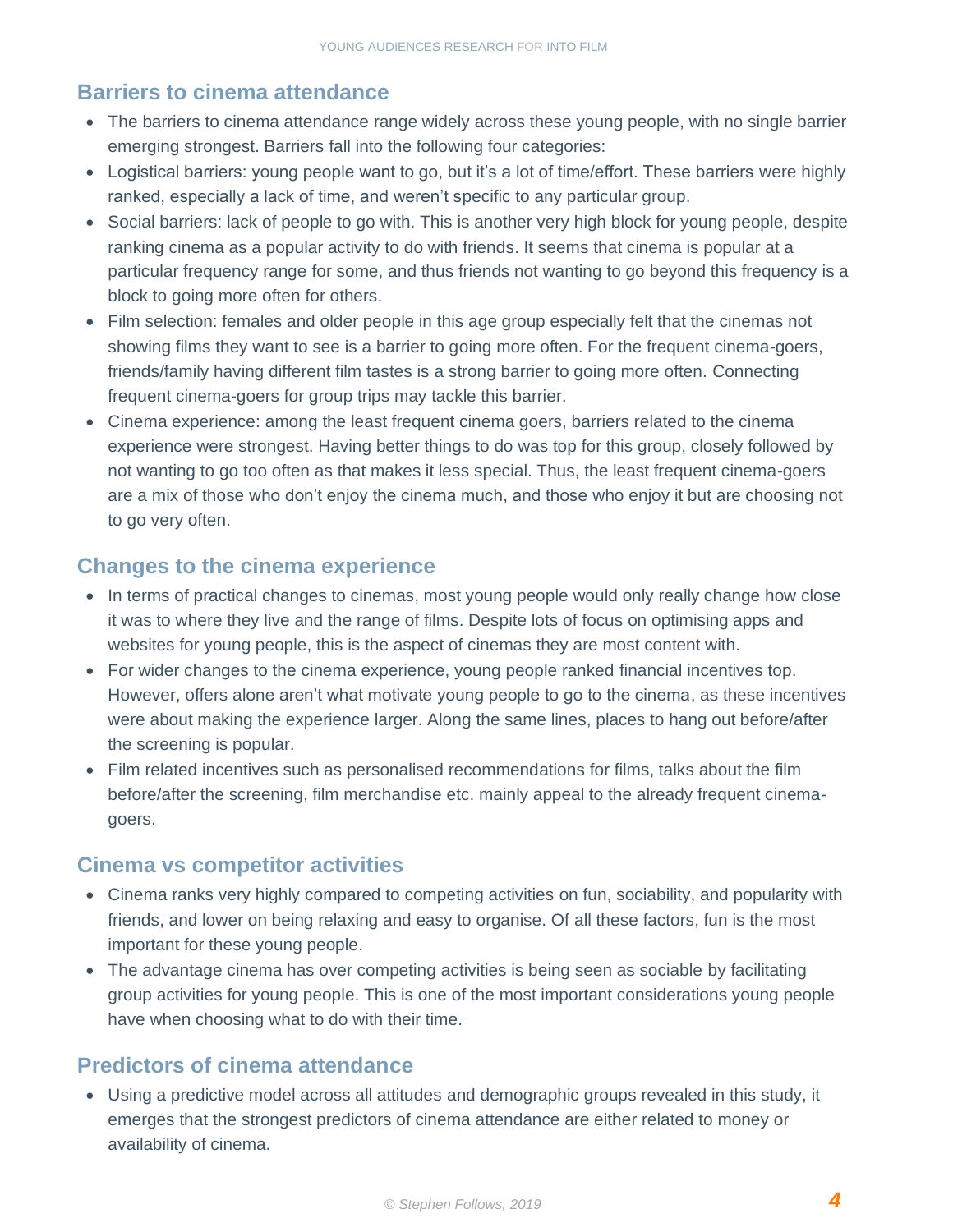## Barriers to cinema attendance

- The barriers to cinema attendance range widely across these young people, with no single barrier emerging strongest. Barriers fall into the following four categories:
- Logistical barriers: young people want to go, but it's a lot of time/effort. These barriers were highly ranked, especially a lack of time, and weren't specific to any particular group.
- Social barriers: lack of people to go with. This is another very high block for young people, despite ranking cinema as a popular activity to do with friends. It seems that cinema is popular at a particular frequency range for some, and thus friends not wanting to go beyond this frequency is a block to going more often for others.
- Film selection: females and older people in this age group especially felt that the cinemas not showing films they want to see is a barrier to going more often. For the frequent cinema-goers, friends/family having different film tastes is a strong barrier to going more often. Connecting frequent cinema-goers for group trips may tackle this barrier.
- Cinema experience: among the least frequent cinema goers, barriers related to the cinema experience were strongest. Having better things to do was top for this group, closely followed by not wanting to go too often as that makes it less special. Thus, the least frequent cinema-goers are a mix of those who don't enjoy the cinema much, and those who enjoy it but are choosing not to go very often.

## Changes to the cinema experience

- In terms of practical changes to cinemas, most young people would only really change how close it was to where they live and the range of films. Despite lots of focus on optimising apps and websites for young people, this is the aspect of cinemas they are most content with.
- For wider changes to the cinema experience, young people ranked financial incentives top. However, offers alone aren't what motivate young people to go to the cinema, as these incentives were about making the experience larger. Along the same lines, places to hang out before/after the screening is popular.
- Film related incentives such as personalised recommendations for films, talks about the film before/after the screening, film merchandise etc. mainly appeal to the already frequent cinema-goers.

## Cinema vs competitor activities

- Cinema ranks very highly compared to competing activities on fun, sociability, and popularity with friends, and lower on being relaxing and easy to organise. Of all these factors, fun is the most important for these young people.
- The advantage cinema has over competing activities is being seen as sociable by facilitating group activities for young people. This is one of the most important considerations young people have when choosing what to do with their time.

## Predictors of cinema attendance

- Using a predictive model across all attitudes and demographic groups revealed in this study, it emerges that the strongest predictors of cinema attendance are either related to money or availability of cinema.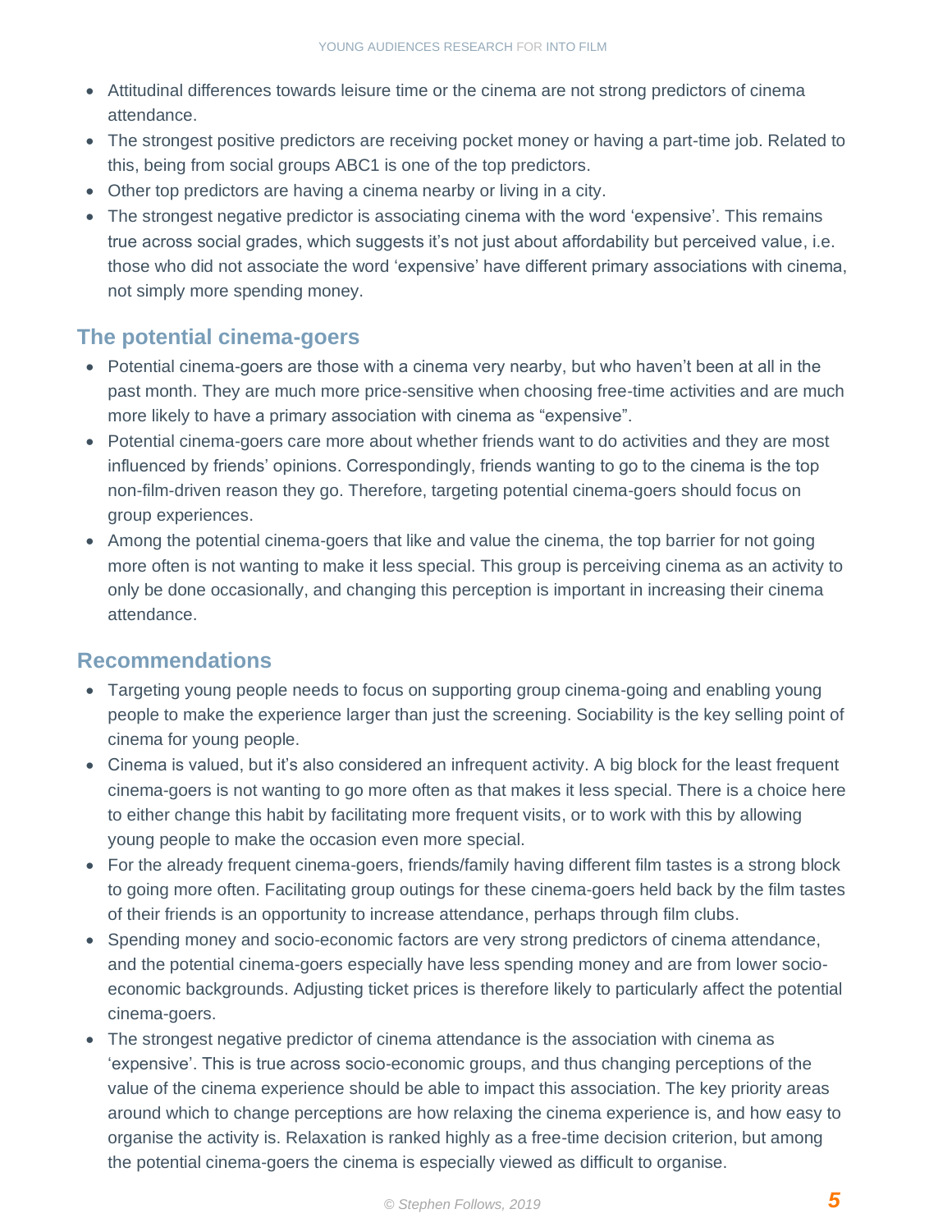- Attitudinal differences towards leisure time or the cinema are not strong predictors of cinema attendance.
- The strongest positive predictors are receiving pocket money or having a part-time job. Related to this, being from social groups ABC1 is one of the top predictors.
- Other top predictors are having a cinema nearby or living in a city.
- The strongest negative predictor is associating cinema with the word 'expensive'. This remains true across social grades, which suggests it's not just about affordability but perceived value, i.e. those who did not associate the word 'expensive' have different primary associations with cinema, not simply more spending money.

## The potential cinema-goers

- Potential cinema-goers are those with a cinema very nearby, but who haven't been at all in the past month. They are much more price-sensitive when choosing free-time activities and are much more likely to have a primary association with cinema as "expensive".
- Potential cinema-goers care more about whether friends want to do activities and they are most influenced by friends' opinions. Correspondingly, friends wanting to go to the cinema is the top non-film-driven reason they go. Therefore, targeting potential cinema-goers should focus on group experiences.
- Among the potential cinema-goers that like and value the cinema, the top barrier for not going more often is not wanting to make it less special. This group is perceiving cinema as an activity to only be done occasionally, and changing this perception is important in increasing their cinema attendance.

## Recommendations

- Targeting young people needs to focus on supporting group cinema-going and enabling young people to make the experience larger than just the screening. Sociability is the key selling point of cinema for young people.
- Cinema is valued, but it's also considered an infrequent activity. A big block for the least frequent cinema-goers is not wanting to go more often as that makes it less special. There is a choice here to either change this habit by facilitating more frequent visits, or to work with this by allowing young people to make the occasion even more special.
- For the already frequent cinema-goers, friends/family having different film tastes is a strong block to going more often. Facilitating group outings for these cinema-goers held back by the film tastes of their friends is an opportunity to increase attendance, perhaps through film clubs.
- Spending money and socio-economic factors are very strong predictors of cinema attendance, and the potential cinema-goers especially have less spending money and are from lower socio-economic backgrounds. Adjusting ticket prices is therefore likely to particularly affect the potential cinema-goers.
- The strongest negative predictor of cinema attendance is the association with cinema as 'expensive'. This is true across socio-economic groups, and thus changing perceptions of the value of the cinema experience should be able to impact this association. The key priority areas around which to change perceptions are how relaxing the cinema experience is, and how easy to organise the activity is. Relaxation is ranked highly as a free-time decision criterion, but among the potential cinema-goers the cinema is especially viewed as difficult to organise.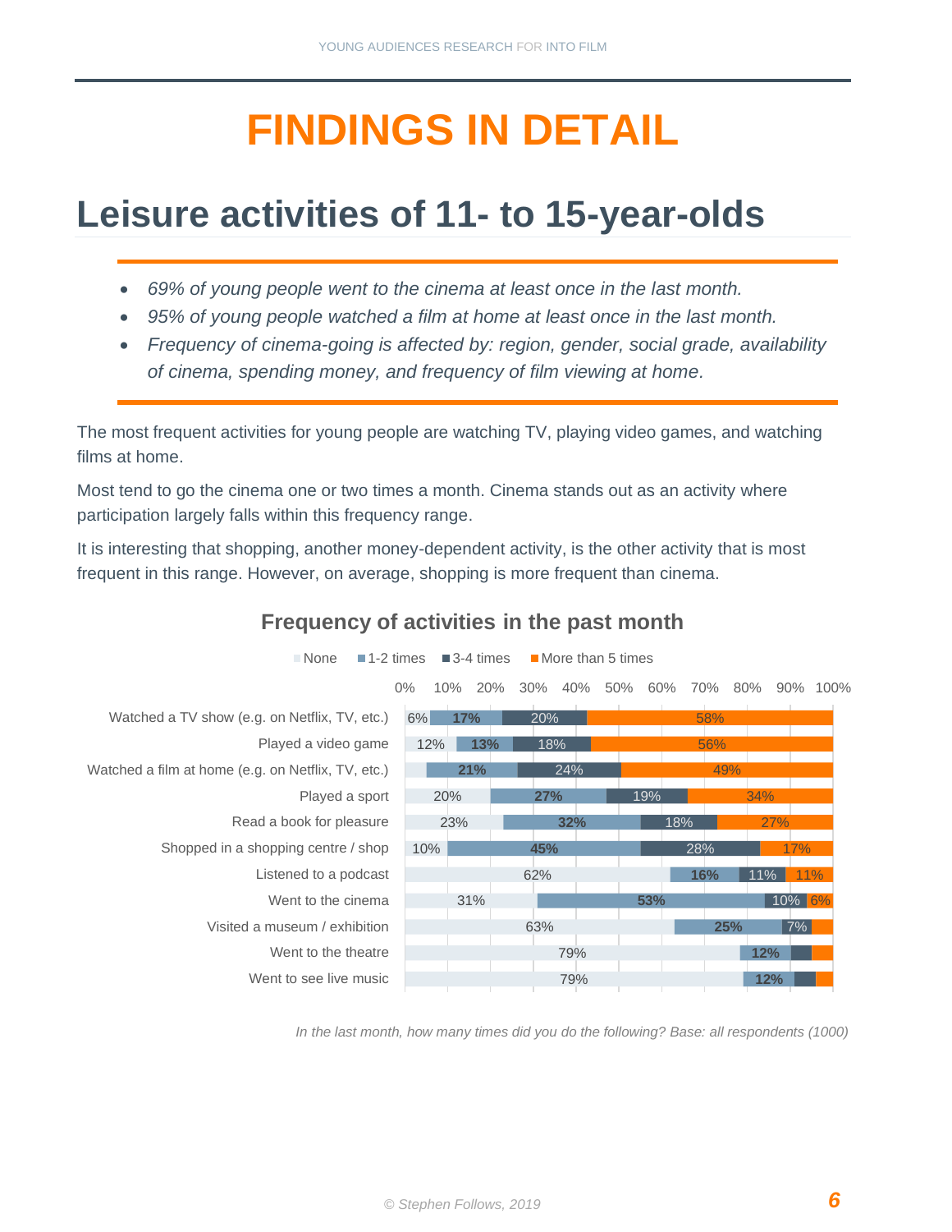# FINDINGS IN DETAIL

## Leisure activities of 11- to 15-year-olds

- *69% of young people went to the cinema at least once in the last month.*
- *95% of young people watched a film at home at least once in the last month.*
- *Frequency of cinema-going is affected by: region, gender, social grade, availability of cinema, spending money, and frequency of film viewing at home.*

The most frequent activities for young people are watching TV, playing video games, and watching films at home.

Most tend to go the cinema one or two times a month. Cinema stands out as an activity where participation largely falls within this frequency range.

It is interesting that shopping, another money-dependent activity, is the other activity that is most frequent in this range. However, on average, shopping is more frequent than cinema.

### Frequency of activities in the past month

| Activity | None | 1-2 times | 3-4 times | More than 5 times |
|---|---|---|---|---|
| Watched a TV show (e.g. on Netflix, TV, etc.) | 6% | 17% | 20% | 58% |
| Played a video game | 12% | 13% | 18% | 56% |
| Watched a film at home (e.g. on Netflix, TV, etc.) | | 21% | 24% | 49% |
| Played a sport | 20% | 27% | 19% | 34% |
| Read a book for pleasure | 23% | 32% | 18% | 27% |
| Shopped in a shopping centre / shop | 10% | 45% | 28% | 17% |
| Listened to a podcast | 62% | 16% | 11% | 11% |
| Went to the cinema | 31% | 53% | 10% | 6% |
| Visited a museum / exhibition | 63% | 25% | 7% | |
| Went to the theatre | 79% | 12% | | |
| Went to see live music | 79% | 12% | | |

*In the last month, how many times did you do the following? Base: all respondents (1000)*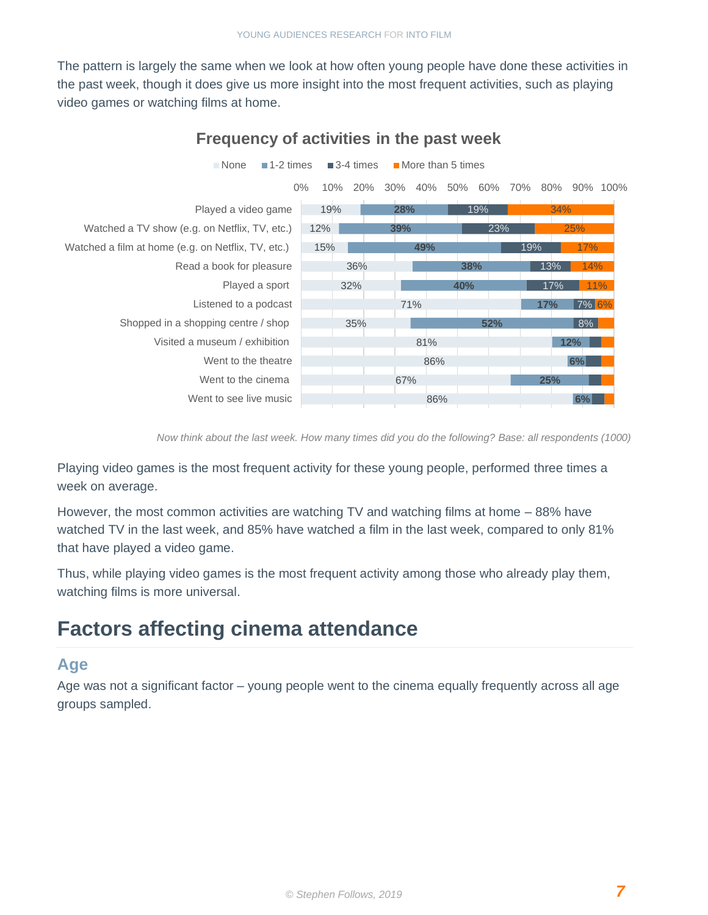The pattern is largely the same when we look at how often young people have done these activities in the past week, though it does give us more insight into the most frequent activities, such as playing video games or watching films at home.

**Frequency of activities in the past week**

| Activity | None | 1-2 times | 3-4 times | More than 5 times |
|---|---|---|---|---|
| Played a video game | 19% | 28% | 19% | 34% |
| Watched a TV show (e.g. on Netflix, TV, etc.) | 12% | 39% | 23% | 25% |
| Watched a film at home (e.g. on Netflix, TV, etc.) | 15% | 49% | 19% | 17% |
| Read a book for pleasure | 36% | 38% | 13% | 14% |
| Played a sport | 32% | 40% | 17% | 11% |
| Listened to a podcast | 71% | 17% | 7% | 6% |
| Shopped in a shopping centre / shop | 35% | 52% | 8% | |
| Visited a museum / exhibition | 81% | 12% | | |
| Went to the theatre | 86% | 6% | | |
| Went to the cinema | 67% | 25% | | |
| Went to see live music | 86% | 6% | | |

*Now think about the last week. How many times did you do the following? Base: all respondents (1000)*

Playing video games is the most frequent activity for these young people, performed three times a week on average.

However, the most common activities are watching TV and watching films at home – 88% have watched TV in the last week, and 85% have watched a film in the last week, compared to only 81% that have played a video game.

Thus, while playing video games is the most frequent activity among those who already play them, watching films is more universal.

# Factors affecting cinema attendance

## Age

Age was not a significant factor – young people went to the cinema equally frequently across all age groups sampled.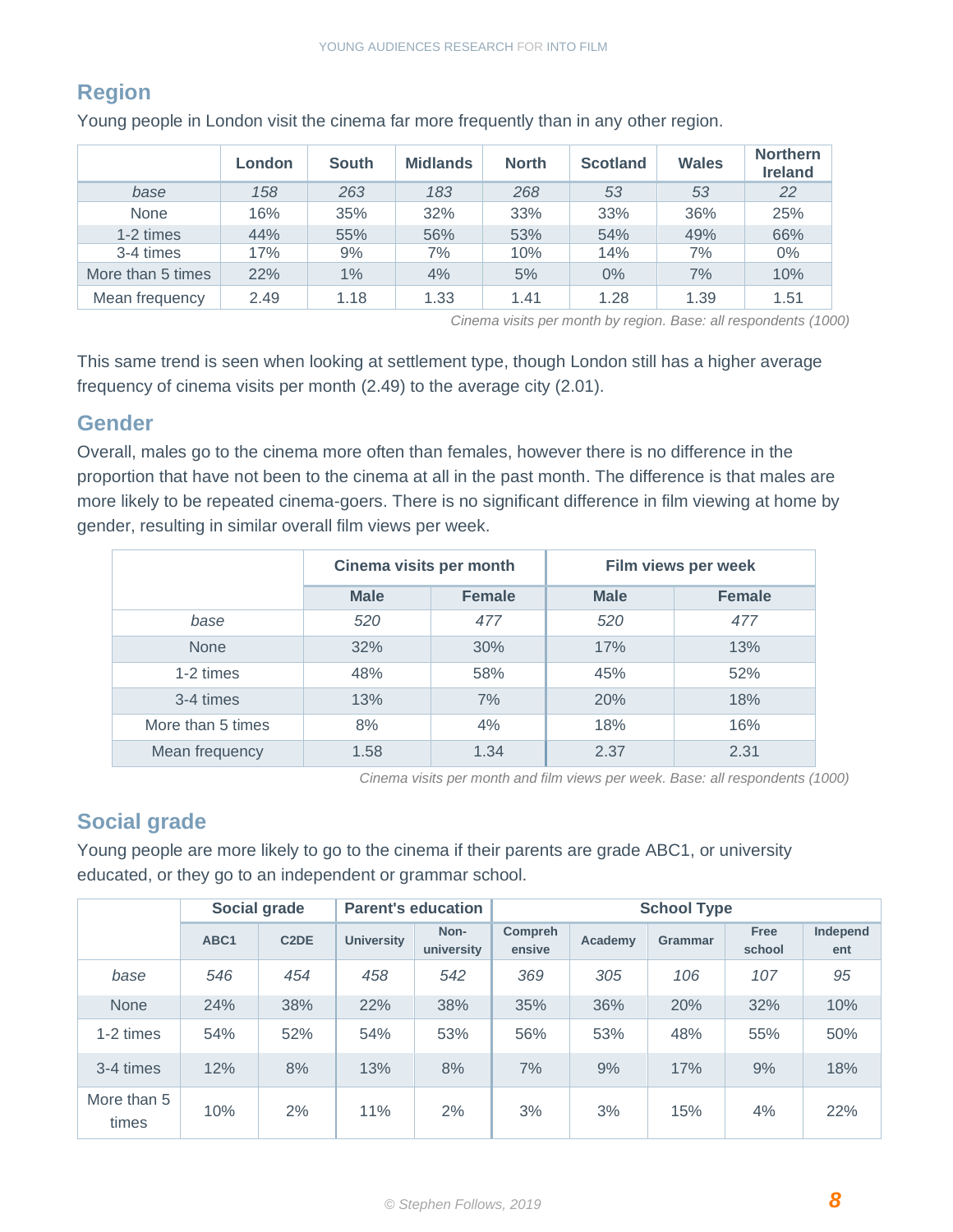## Region

Young people in London visit the cinema far more frequently than in any other region.

| | London | South | Midlands | North | Scotland | Wales | Northern Ireland |
|---|---|---|---|---|---|---|---|
| *base* | *158* | *263* | *183* | *268* | *53* | *53* | *22* |
| None | 16% | 35% | 32% | 33% | 33% | 36% | 25% |
| 1-2 times | 44% | 55% | 56% | 53% | 54% | 49% | 66% |
| 3-4 times | 17% | 9% | 7% | 10% | 14% | 7% | 0% |
| More than 5 times | 22% | 1% | 4% | 5% | 0% | 7% | 10% |
| Mean frequency | 2.49 | 1.18 | 1.33 | 1.41 | 1.28 | 1.39 | 1.51 |

*Cinema visits per month by region. Base: all respondents (1000)*

This same trend is seen when looking at settlement type, though London still has a higher average frequency of cinema visits per month (2.49) to the average city (2.01).

## Gender

Overall, males go to the cinema more often than females, however there is no difference in the proportion that have not been to the cinema at all in the past month. The difference is that males are more likely to be repeated cinema-goers. There is no significant difference in film viewing at home by gender, resulting in similar overall film views per week.

| | Cinema visits per month | | Film views per week | |
|---|---|---|---|---|
| | Male | Female | Male | Female |
| *base* | *520* | *477* | *520* | *477* |
| None | 32% | 30% | 17% | 13% |
| 1-2 times | 48% | 58% | 45% | 52% |
| 3-4 times | 13% | 7% | 20% | 18% |
| More than 5 times | 8% | 4% | 18% | 16% |
| Mean frequency | 1.58 | 1.34 | 2.37 | 2.31 |

*Cinema visits per month and film views per week. Base: all respondents (1000)*

## Social grade

Young people are more likely to go to the cinema if their parents are grade ABC1, or university educated, or they go to an independent or grammar school.

| | Social grade | | Parent's education | | School Type | | | | |
|---|---|---|---|---|---|---|---|---|---|
| | ABC1 | C2DE | University | Non-university | Comprehensive | Academy | Grammar | Free school | Independent |
| *base* | *546* | *454* | *458* | *542* | *369* | *305* | *106* | *107* | *95* |
| None | 24% | 38% | 22% | 38% | 35% | 36% | 20% | 32% | 10% |
| 1-2 times | 54% | 52% | 54% | 53% | 56% | 53% | 48% | 55% | 50% |
| 3-4 times | 12% | 8% | 13% | 8% | 7% | 9% | 17% | 9% | 18% |
| More than 5 times | 10% | 2% | 11% | 2% | 3% | 3% | 15% | 4% | 22% |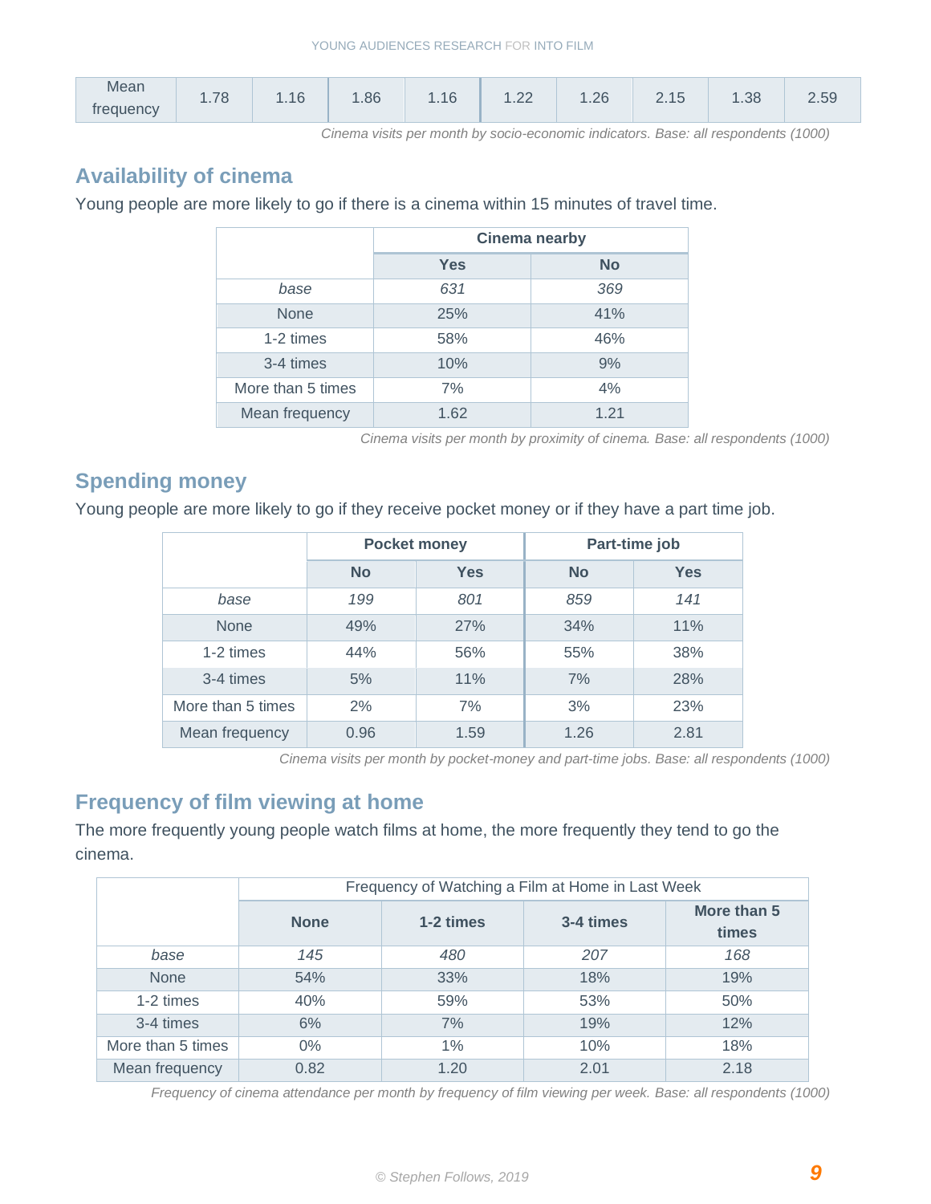| Mean frequency | 1.78 | 1.16 | 1.86 | 1.16 | 1.22 | 1.26 | 2.15 | 1.38 | 2.59 |
|---|---|---|---|---|---|---|---|---|---|

*Cinema visits per month by socio-economic indicators. Base: all respondents (1000)*

## Availability of cinema

Young people are more likely to go if there is a cinema within 15 minutes of travel time.

| | Cinema nearby | |
|---|---|---|
| | **Yes** | **No** |
| *base* | *631* | *369* |
| None | 25% | 41% |
| 1-2 times | 58% | 46% |
| 3-4 times | 10% | 9% |
| More than 5 times | 7% | 4% |
| Mean frequency | 1.62 | 1.21 |

*Cinema visits per month by proximity of cinema. Base: all respondents (1000)*

## Spending money

Young people are more likely to go if they receive pocket money or if they have a part time job.

| | Pocket money | | Part-time job | |
|---|---|---|---|---|
| | **No** | **Yes** | **No** | **Yes** |
| *base* | *199* | *801* | *859* | *141* |
| None | 49% | 27% | 34% | 11% |
| 1-2 times | 44% | 56% | 55% | 38% |
| 3-4 times | 5% | 11% | 7% | 28% |
| More than 5 times | 2% | 7% | 3% | 23% |
| Mean frequency | 0.96 | 1.59 | 1.26 | 2.81 |

*Cinema visits per month by pocket-money and part-time jobs. Base: all respondents (1000)*

## Frequency of film viewing at home

The more frequently young people watch films at home, the more frequently they tend to go the cinema.

| | Frequency of Watching a Film at Home in Last Week | | | |
|---|---|---|---|---|
| | **None** | **1-2 times** | **3-4 times** | **More than 5 times** |
| *base* | *145* | *480* | *207* | *168* |
| None | 54% | 33% | 18% | 19% |
| 1-2 times | 40% | 59% | 53% | 50% |
| 3-4 times | 6% | 7% | 19% | 12% |
| More than 5 times | 0% | 1% | 10% | 18% |
| Mean frequency | 0.82 | 1.20 | 2.01 | 2.18 |

*Frequency of cinema attendance per month by frequency of film viewing per week. Base: all respondents (1000)*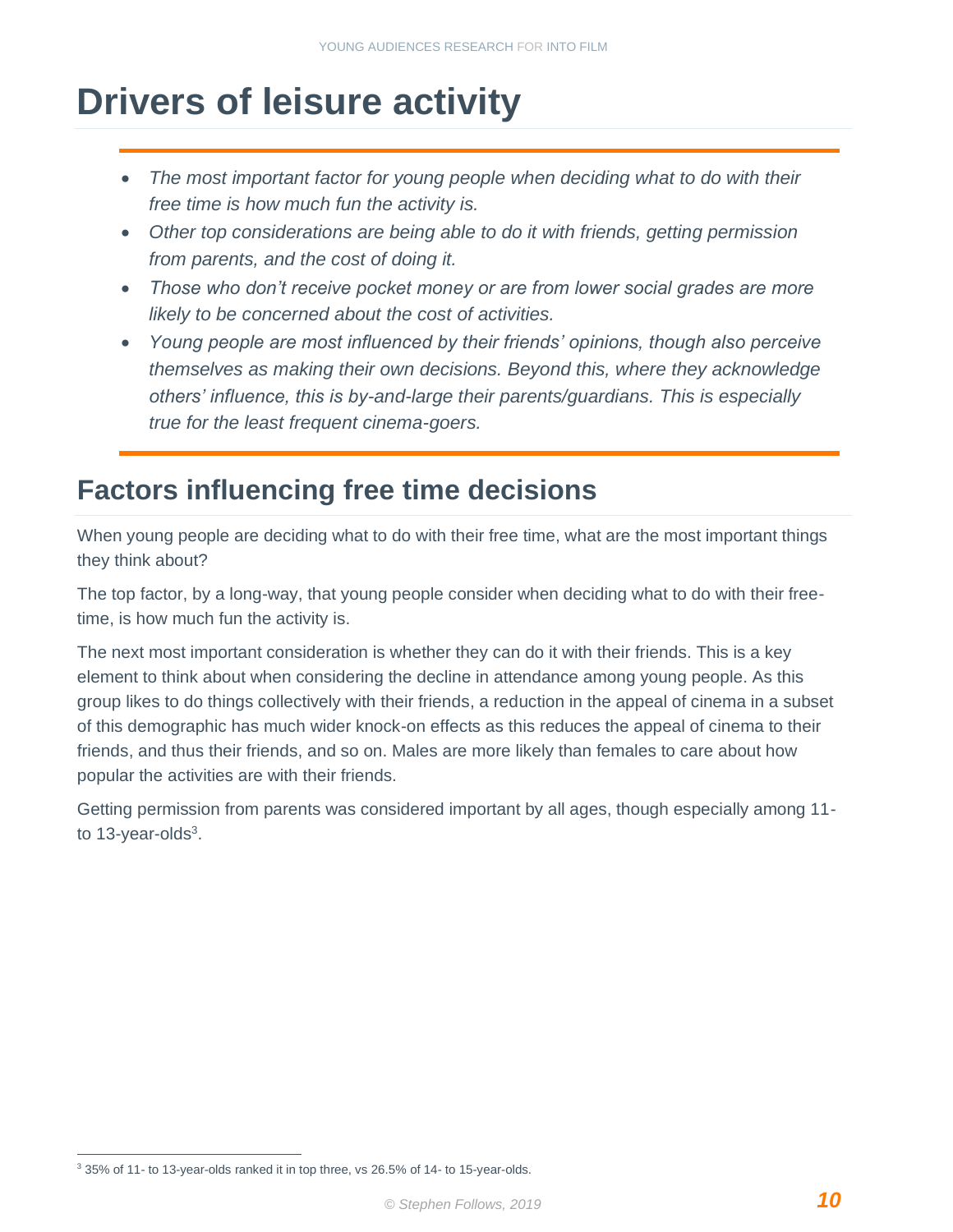# Drivers of leisure activity

- *The most important factor for young people when deciding what to do with their free time is how much fun the activity is.*
- *Other top considerations are being able to do it with friends, getting permission from parents, and the cost of doing it.*
- *Those who don't receive pocket money or are from lower social grades are more likely to be concerned about the cost of activities.*
- *Young people are most influenced by their friends' opinions, though also perceive themselves as making their own decisions. Beyond this, where they acknowledge others' influence, this is by-and-large their parents/guardians. This is especially true for the least frequent cinema-goers.*

## Factors influencing free time decisions

When young people are deciding what to do with their free time, what are the most important things they think about?

The top factor, by a long-way, that young people consider when deciding what to do with their free-time, is how much fun the activity is.

The next most important consideration is whether they can do it with their friends. This is a key element to think about when considering the decline in attendance among young people. As this group likes to do things collectively with their friends, a reduction in the appeal of cinema in a subset of this demographic has much wider knock-on effects as this reduces the appeal of cinema to their friends, and thus their friends, and so on. Males are more likely than females to care about how popular the activities are with their friends.

Getting permission from parents was considered important by all ages, though especially among 11- to 13-year-olds[3].

[3] 35% of 11- to 13-year-olds ranked it in top three, vs 26.5% of 14- to 15-year-olds.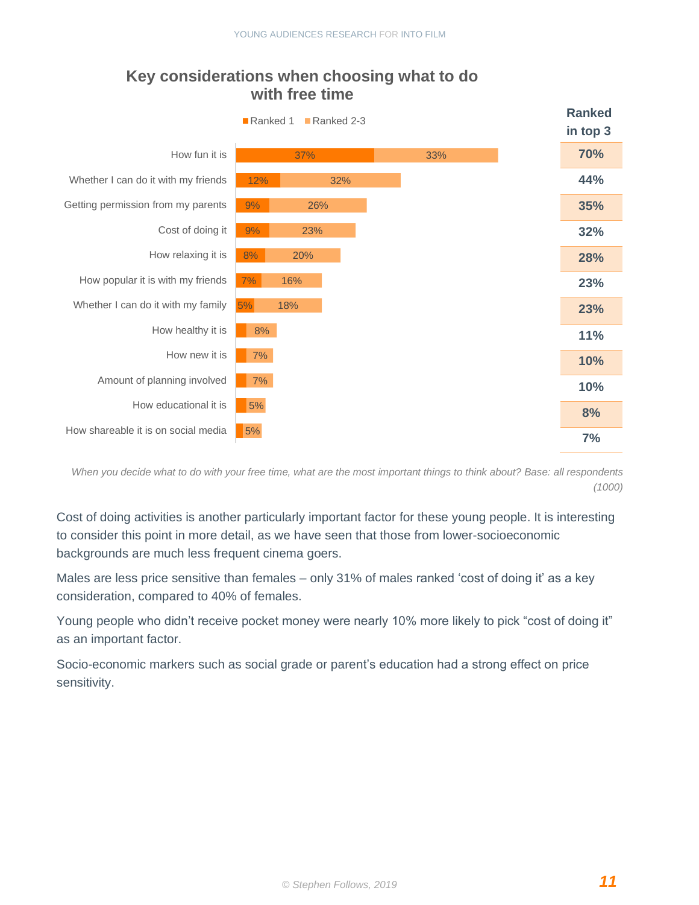## Key considerations when choosing what to do with free time

| | Ranked 1 | Ranked 2-3 | Ranked in top 3 |
|---|---|---|---|
| How fun it is | 37% | 33% | 70% |
| Whether I can do it with my friends | 12% | 32% | 44% |
| Getting permission from my parents | 9% | 26% | 35% |
| Cost of doing it | 9% | 23% | 32% |
| How relaxing it is | 8% | 20% | 28% |
| How popular it is with my friends | 7% | 16% | 23% |
| Whether I can do it with my family | 5% | 18% | 23% |
| How healthy it is | | 8% | 11% |
| How new it is | | 7% | 10% |
| Amount of planning involved | | 7% | 10% |
| How educational it is | | 5% | 8% |
| How shareable it is on social media | | 5% | 7% |

*When you decide what to do with your free time, what are the most important things to think about? Base: all respondents (1000)*

Cost of doing activities is another particularly important factor for these young people. It is interesting to consider this point in more detail, as we have seen that those from lower-socioeconomic backgrounds are much less frequent cinema goers.

Males are less price sensitive than females – only 31% of males ranked 'cost of doing it' as a key consideration, compared to 40% of females.

Young people who didn't receive pocket money were nearly 10% more likely to pick "cost of doing it" as an important factor.

Socio-economic markers such as social grade or parent's education had a strong effect on price sensitivity.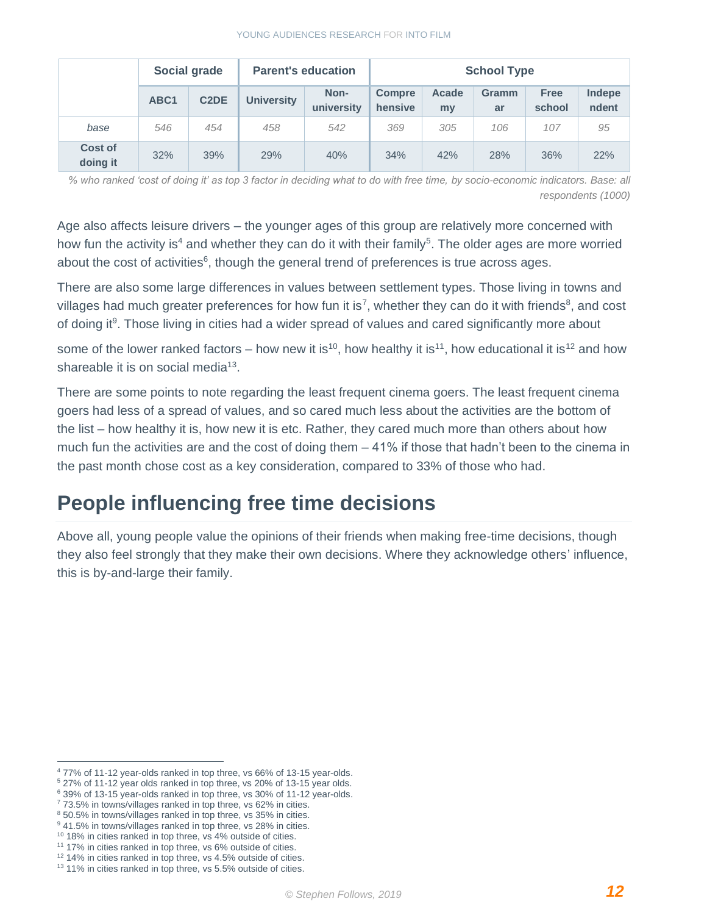| | Social grade | | Parent's education | | School Type | | | | |
|---|---|---|---|---|---|---|---|---|---|
| | ABC1 | C2DE | University | Non-university | Comprehensive | Academy | Grammar | Free school | Independent |
| *base* | *546* | *454* | *458* | *542* | *369* | *305* | *106* | *107* | *95* |
| **Cost of doing it** | 32% | 39% | 29% | 40% | 34% | 42% | 28% | 36% | 22% |

*% who ranked 'cost of doing it' as top 3 factor in deciding what to do with free time, by socio-economic indicators. Base: all respondents (1000)*

Age also affects leisure drivers – the younger ages of this group are relatively more concerned with how fun the activity is[4] and whether they can do it with their family[5]. The older ages are more worried about the cost of activities[6], though the general trend of preferences is true across ages.

There are also some large differences in values between settlement types. Those living in towns and villages had much greater preferences for how fun it is[7], whether they can do it with friends[8], and cost of doing it[9]. Those living in cities had a wider spread of values and cared significantly more about some of the lower ranked factors – how new it is[10], how healthy it is[11], how educational it is[12] and how shareable it is on social media[13].

There are some points to note regarding the least frequent cinema goers. The least frequent cinema goers had less of a spread of values, and so cared much less about the activities are the bottom of the list – how healthy it is, how new it is etc. Rather, they cared much more than others about how much fun the activities are and the cost of doing them – 41% if those that hadn't been to the cinema in the past month chose cost as a key consideration, compared to 33% of those who had.

## People influencing free time decisions

Above all, young people value the opinions of their friends when making free-time decisions, though they also feel strongly that they make their own decisions. Where they acknowledge others' influence, this is by-and-large their family.

---

[4] 77% of 11-12 year-olds ranked in top three, vs 66% of 13-15 year-olds.
[5] 27% of 11-12 year olds ranked in top three, vs 20% of 13-15 year olds.
[6] 39% of 13-15 year-olds ranked in top three, vs 30% of 11-12 year-olds.
[7] 73.5% in towns/villages ranked in top three, vs 62% in cities.
[8] 50.5% in towns/villages ranked in top three, vs 35% in cities.
[9] 41.5% in towns/villages ranked in top three, vs 28% in cities.
[10] 18% in cities ranked in top three, vs 4% outside of cities.
[11] 17% in cities ranked in top three, vs 6% outside of cities.
[12] 14% in cities ranked in top three, vs 4.5% outside of cities.
[13] 11% in cities ranked in top three, vs 5.5% outside of cities.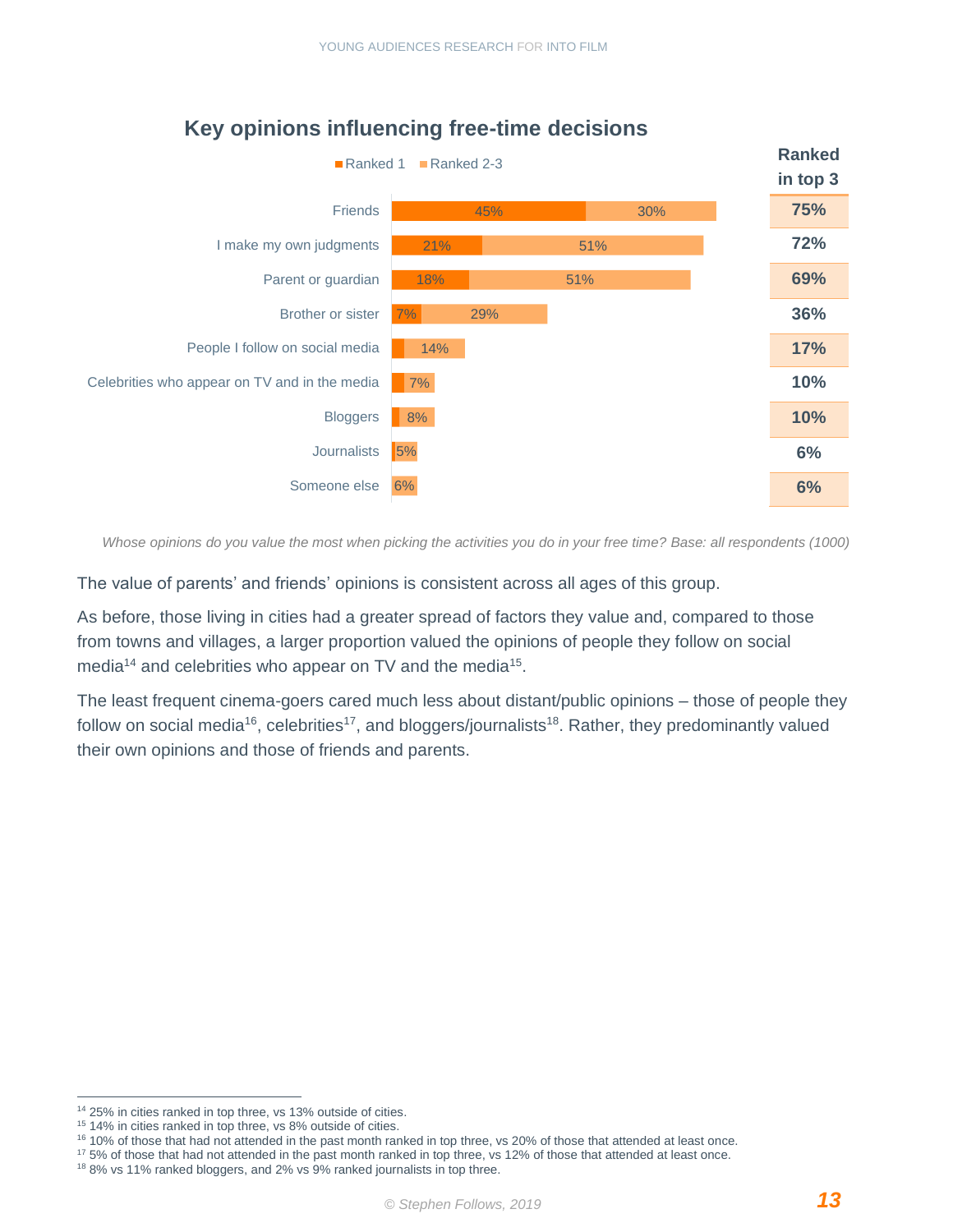## Key opinions influencing free-time decisions

| | Ranked 1 | Ranked 2-3 | Ranked in top 3 |
|---|---|---|---|
| Friends | 45% | 30% | 75% |
| I make my own judgments | 21% | 51% | 72% |
| Parent or guardian | 18% | 51% | 69% |
| Brother or sister | 7% | 29% | 36% |
| People I follow on social media | | 14% | 17% |
| Celebrities who appear on TV and in the media | | 7% | 10% |
| Bloggers | | 8% | 10% |
| Journalists | | 5% | 6% |
| Someone else | | 6% | 6% |

*Whose opinions do you value the most when picking the activities you do in your free time? Base: all respondents (1000)*

The value of parents' and friends' opinions is consistent across all ages of this group.

As before, those living in cities had a greater spread of factors they value and, compared to those from towns and villages, a larger proportion valued the opinions of people they follow on social media[14] and celebrities who appear on TV and the media[15].

The least frequent cinema-goers cared much less about distant/public opinions – those of people they follow on social media[16], celebrities[17], and bloggers/journalists[18]. Rather, they predominantly valued their own opinions and those of friends and parents.

---

[14] 25% in cities ranked in top three, vs 13% outside of cities.

[15] 14% in cities ranked in top three, vs 8% outside of cities.

[16] 10% of those that had not attended in the past month ranked in top three, vs 20% of those that attended at least once.

[17] 5% of those that had not attended in the past month ranked in top three, vs 12% of those that attended at least once.

[18] 8% vs 11% ranked bloggers, and 2% vs 9% ranked journalists in top three.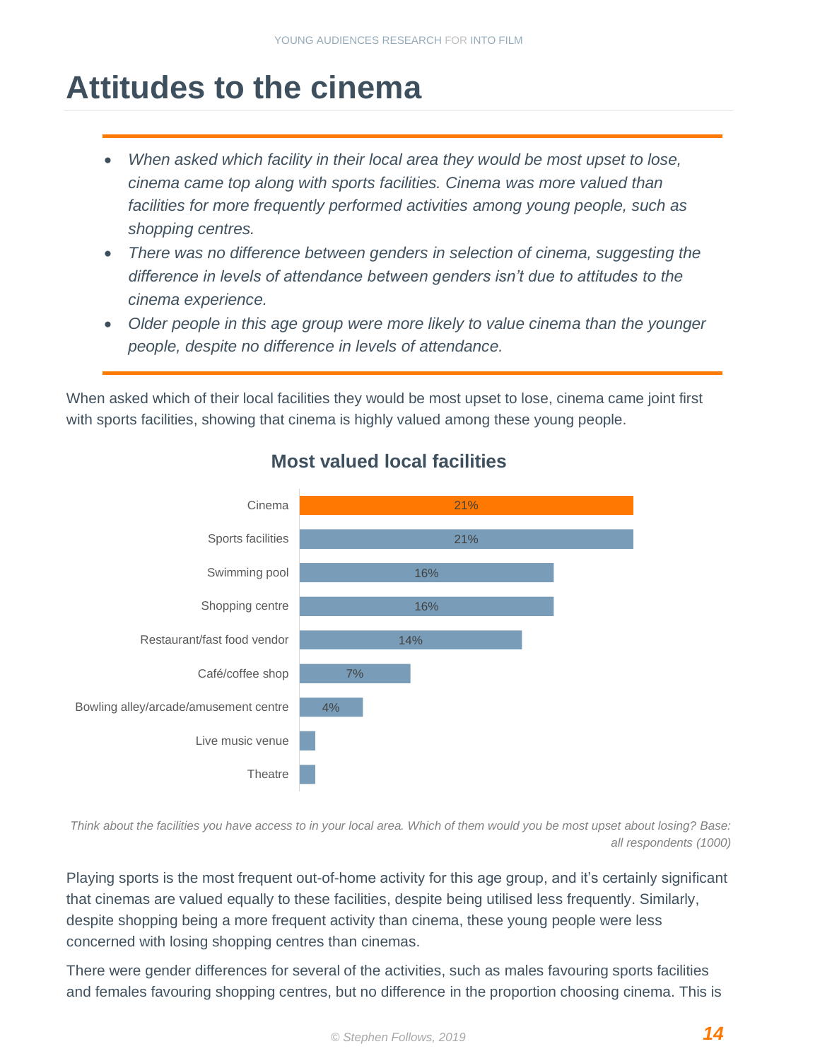# Attitudes to the cinema

- *When asked which facility in their local area they would be most upset to lose, cinema came top along with sports facilities. Cinema was more valued than facilities for more frequently performed activities among young people, such as shopping centres.*
- *There was no difference between genders in selection of cinema, suggesting the difference in levels of attendance between genders isn't due to attitudes to the cinema experience.*
- *Older people in this age group were more likely to value cinema than the younger people, despite no difference in levels of attendance.*

When asked which of their local facilities they would be most upset to lose, cinema came joint first with sports facilities, showing that cinema is highly valued among these young people.

**Most valued local facilities**

| Facility | % |
|---|---|
| Cinema | 21% |
| Sports facilities | 21% |
| Swimming pool | 16% |
| Shopping centre | 16% |
| Restaurant/fast food vendor | 14% |
| Café/coffee shop | 7% |
| Bowling alley/arcade/amusement centre | 4% |
| Live music venue | |
| Theatre | |

*Think about the facilities you have access to in your local area. Which of them would you be most upset about losing? Base: all respondents (1000)*

Playing sports is the most frequent out-of-home activity for this age group, and it's certainly significant that cinemas are valued equally to these facilities, despite being utilised less frequently. Similarly, despite shopping being a more frequent activity than cinema, these young people were less concerned with losing shopping centres than cinemas.

There were gender differences for several of the activities, such as males favouring sports facilities and females favouring shopping centres, but no difference in the proportion choosing cinema. This is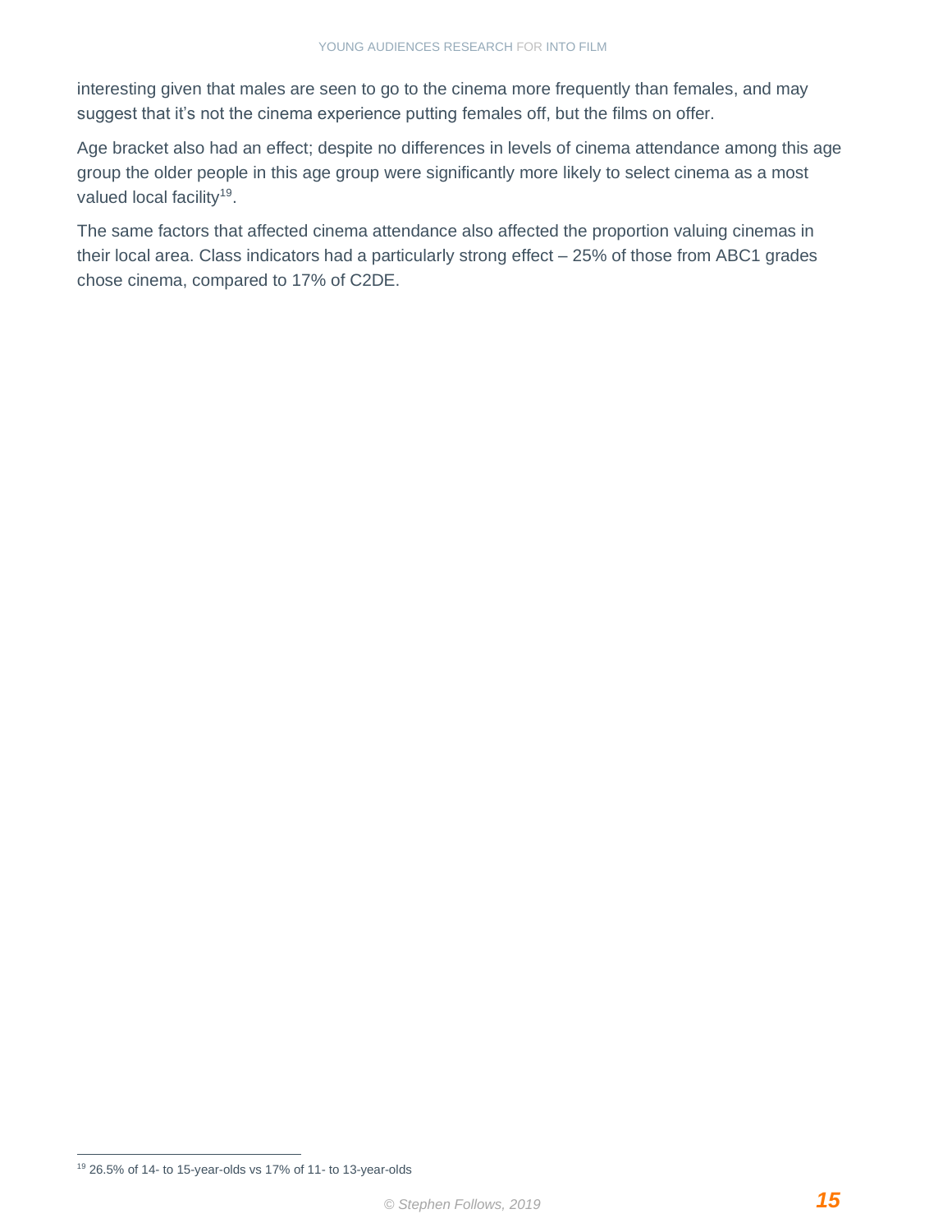interesting given that males are seen to go to the cinema more frequently than females, and may suggest that it's not the cinema experience putting females off, but the films on offer.

Age bracket also had an effect; despite no differences in levels of cinema attendance among this age group the older people in this age group were significantly more likely to select cinema as a most valued local facility[19].

The same factors that affected cinema attendance also affected the proportion valuing cinemas in their local area. Class indicators had a particularly strong effect – 25% of those from ABC1 grades chose cinema, compared to 17% of C2DE.

[19] 26.5% of 14- to 15-year-olds vs 17% of 11- to 13-year-olds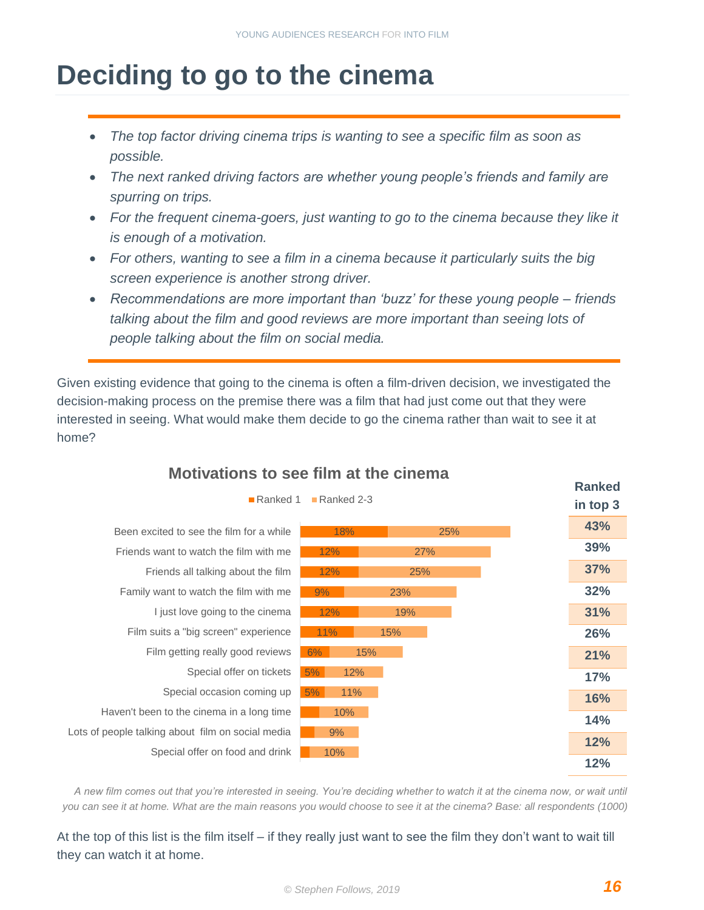# Deciding to go to the cinema

- *The top factor driving cinema trips is wanting to see a specific film as soon as possible.*
- *The next ranked driving factors are whether young people's friends and family are spurring on trips.*
- *For the frequent cinema-goers, just wanting to go to the cinema because they like it is enough of a motivation.*
- *For others, wanting to see a film in a cinema because it particularly suits the big screen experience is another strong driver.*
- *Recommendations are more important than 'buzz' for these young people – friends talking about the film and good reviews are more important than seeing lots of people talking about the film on social media.*

Given existing evidence that going to the cinema is often a film-driven decision, we investigated the decision-making process on the premise there was a film that had just come out that they were interested in seeing. What would make them decide to go the cinema rather than wait to see it at home?

**Motivations to see film at the cinema**

| Motivation | Ranked 1 | Ranked 2-3 | Ranked in top 3 |
|---|---|---|---|
| Been excited to see the film for a while | 18% | 25% | 43% |
| Friends want to watch the film with me | 12% | 27% | 39% |
| Friends all talking about the film | 12% | 25% | 37% |
| Family want to watch the film with me | 9% | 23% | 32% |
| I just love going to the cinema | 12% | 19% | 31% |
| Film suits a "big screen" experience | 11% | 15% | 26% |
| Film getting really good reviews | 6% | 15% | 21% |
| Special offer on tickets | 5% | 12% | 17% |
| Special occasion coming up | 5% | 11% | 16% |
| Haven't been to the cinema in a long time | | 10% | 14% |
| Lots of people talking about film on social media | | 9% | 12% |
| Special offer on food and drink | | 10% | 12% |

*A new film comes out that you're interested in seeing. You're deciding whether to watch it at the cinema now, or wait until you can see it at home. What are the main reasons you would choose to see it at the cinema? Base: all respondents (1000)*

At the top of this list is the film itself – if they really just want to see the film they don't want to wait till they can watch it at home.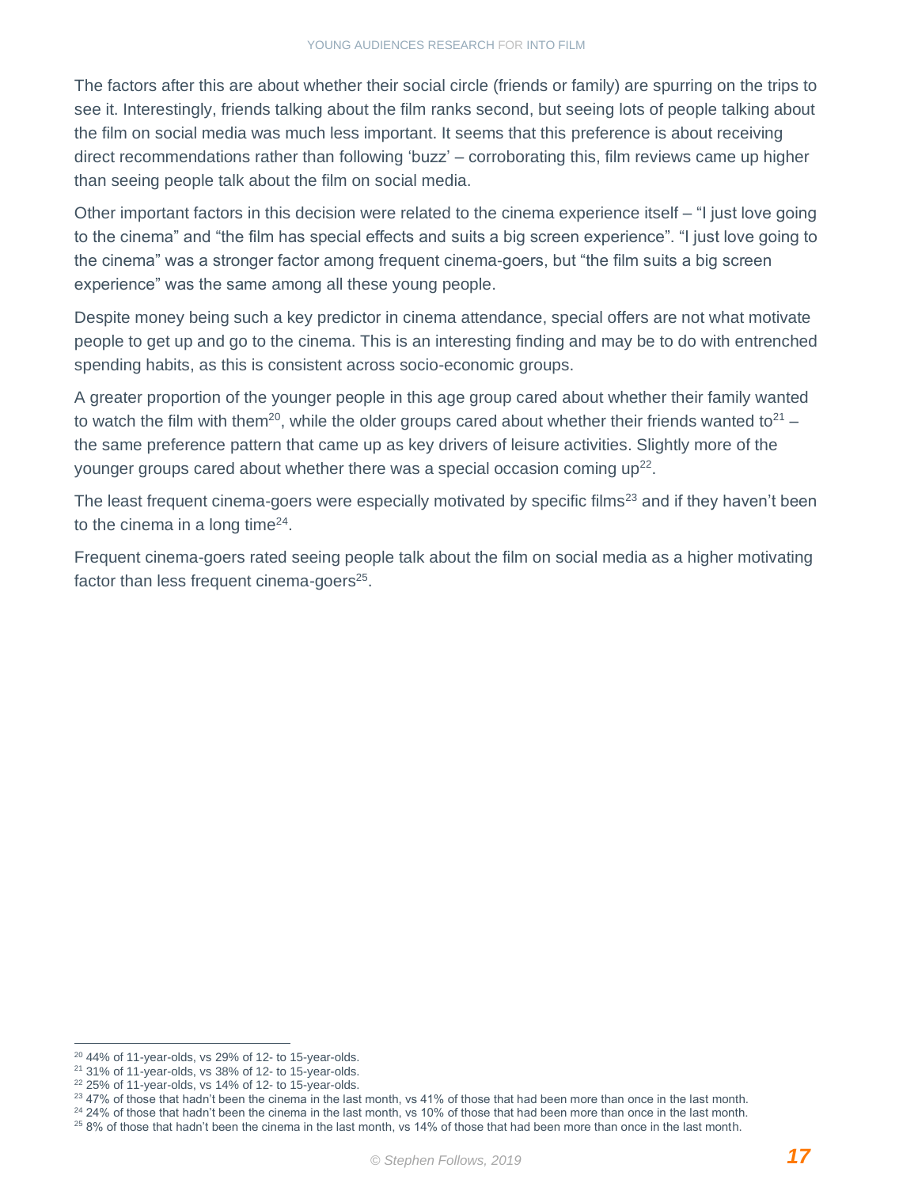The factors after this are about whether their social circle (friends or family) are spurring on the trips to see it. Interestingly, friends talking about the film ranks second, but seeing lots of people talking about the film on social media was much less important. It seems that this preference is about receiving direct recommendations rather than following 'buzz' – corroborating this, film reviews came up higher than seeing people talk about the film on social media.

Other important factors in this decision were related to the cinema experience itself – "I just love going to the cinema" and "the film has special effects and suits a big screen experience". "I just love going to the cinema" was a stronger factor among frequent cinema-goers, but "the film suits a big screen experience" was the same among all these young people.

Despite money being such a key predictor in cinema attendance, special offers are not what motivate people to get up and go to the cinema. This is an interesting finding and may be to do with entrenched spending habits, as this is consistent across socio-economic groups.

A greater proportion of the younger people in this age group cared about whether their family wanted to watch the film with them[20], while the older groups cared about whether their friends wanted to[21] – the same preference pattern that came up as key drivers of leisure activities. Slightly more of the younger groups cared about whether there was a special occasion coming up[22].

The least frequent cinema-goers were especially motivated by specific films[23] and if they haven't been to the cinema in a long time[24].

Frequent cinema-goers rated seeing people talk about the film on social media as a higher motivating factor than less frequent cinema-goers[25].

---

[20] 44% of 11-year-olds, vs 29% of 12- to 15-year-olds.

[21] 31% of 11-year-olds, vs 38% of 12- to 15-year-olds.

[22] 25% of 11-year-olds, vs 14% of 12- to 15-year-olds.

[23] 47% of those that hadn't been the cinema in the last month, vs 41% of those that had been more than once in the last month.

[24] 24% of those that hadn't been the cinema in the last month, vs 10% of those that had been more than once in the last month.

[25] 8% of those that hadn't been the cinema in the last month, vs 14% of those that had been more than once in the last month.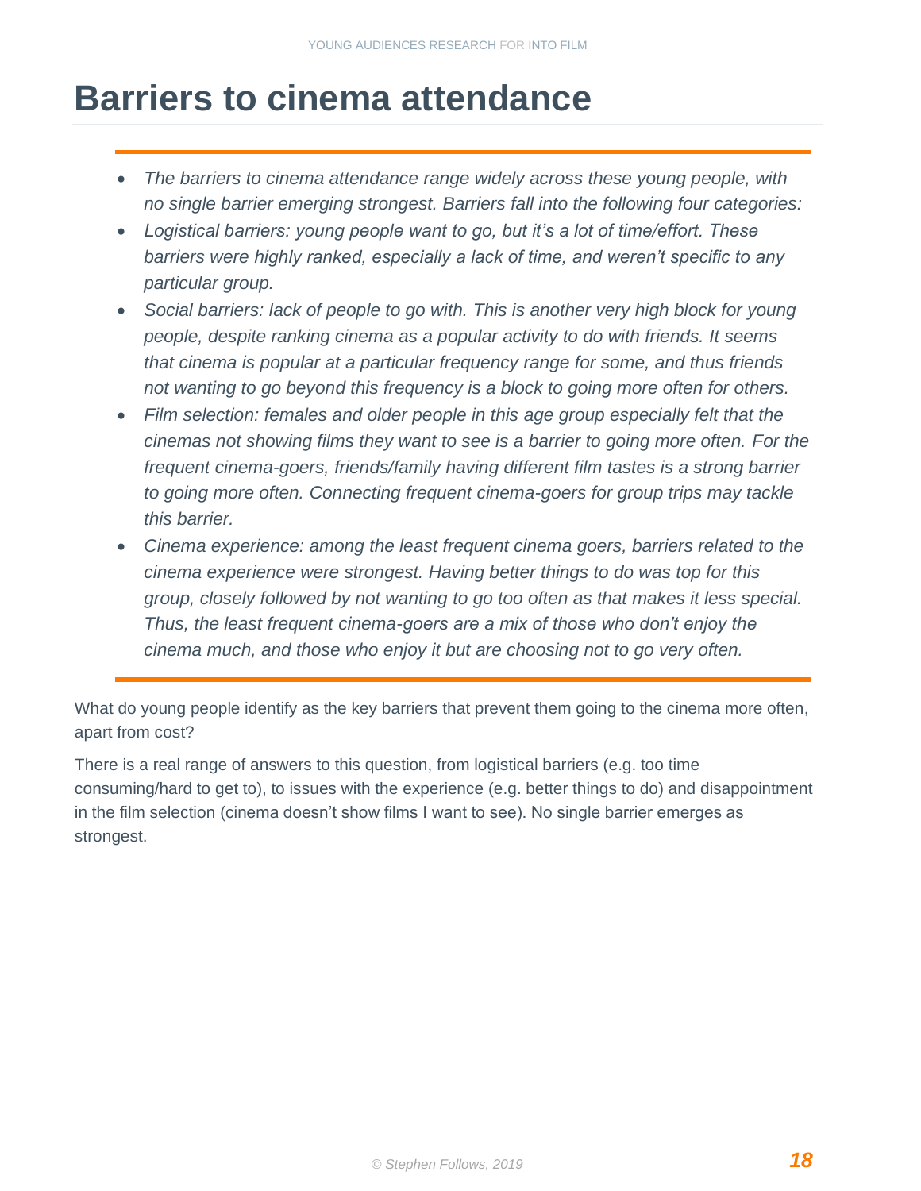# Barriers to cinema attendance

- *The barriers to cinema attendance range widely across these young people, with no single barrier emerging strongest. Barriers fall into the following four categories:*
- *Logistical barriers: young people want to go, but it's a lot of time/effort. These barriers were highly ranked, especially a lack of time, and weren't specific to any particular group.*
- *Social barriers: lack of people to go with. This is another very high block for young people, despite ranking cinema as a popular activity to do with friends. It seems that cinema is popular at a particular frequency range for some, and thus friends not wanting to go beyond this frequency is a block to going more often for others.*
- *Film selection: females and older people in this age group especially felt that the cinemas not showing films they want to see is a barrier to going more often. For the frequent cinema-goers, friends/family having different film tastes is a strong barrier to going more often. Connecting frequent cinema-goers for group trips may tackle this barrier.*
- *Cinema experience: among the least frequent cinema goers, barriers related to the cinema experience were strongest. Having better things to do was top for this group, closely followed by not wanting to go too often as that makes it less special. Thus, the least frequent cinema-goers are a mix of those who don't enjoy the cinema much, and those who enjoy it but are choosing not to go very often.*

What do young people identify as the key barriers that prevent them going to the cinema more often, apart from cost?

There is a real range of answers to this question, from logistical barriers (e.g. too time consuming/hard to get to), to issues with the experience (e.g. better things to do) and disappointment in the film selection (cinema doesn't show films I want to see). No single barrier emerges as strongest.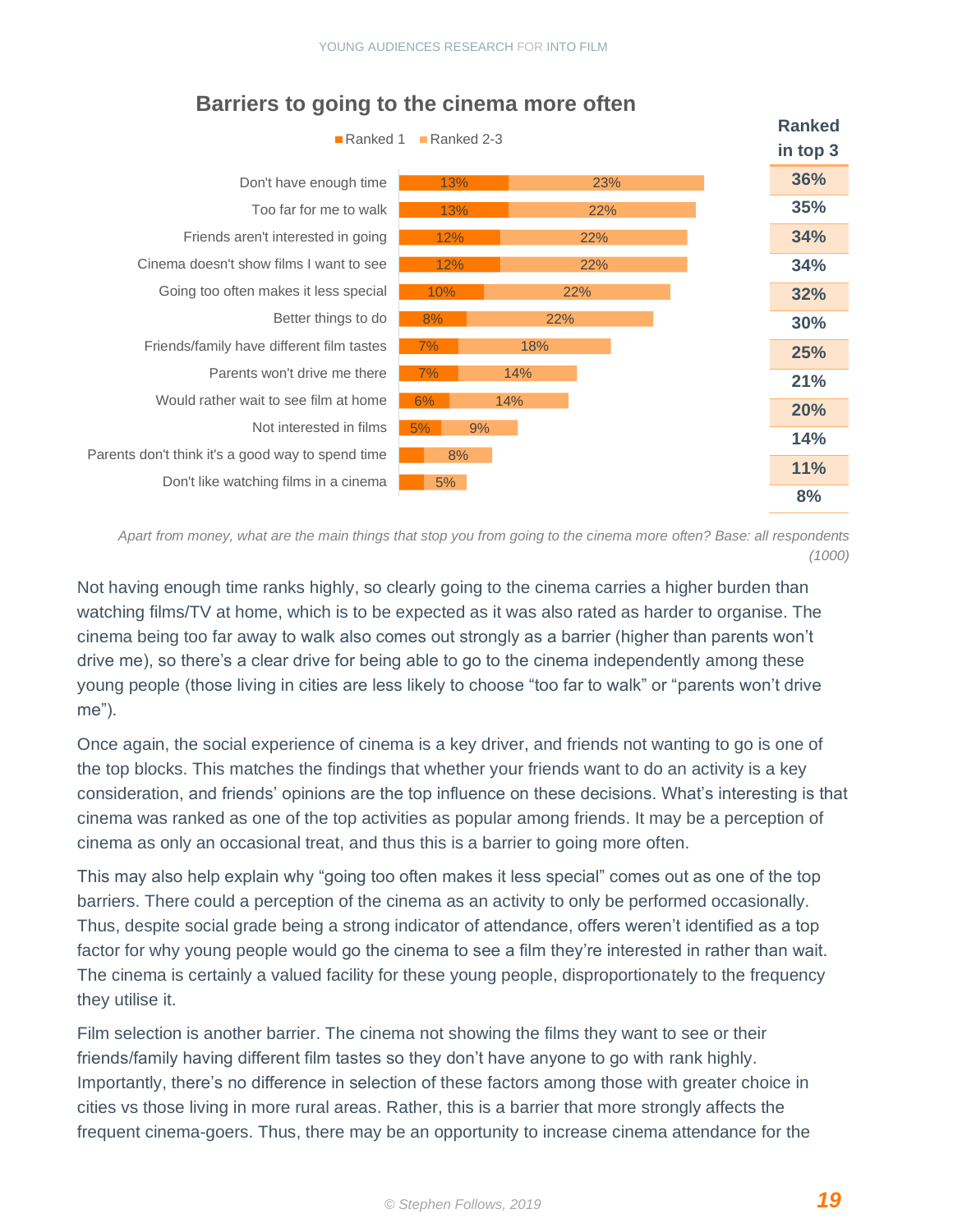## Barriers to going to the cinema more often

| Barrier | Ranked 1 | Ranked 2-3 | Ranked in top 3 |
|---|---|---|---|
| Don't have enough time | 13% | 23% | 36% |
| Too far for me to walk | 13% | 22% | 35% |
| Friends aren't interested in going | 12% | 22% | 34% |
| Cinema doesn't show films I want to see | 12% | 22% | 34% |
| Going too often makes it less special | 10% | 22% | 32% |
| Better things to do | 8% | 22% | 30% |
| Friends/family have different film tastes | 7% | 18% | 25% |
| Parents won't drive me there | 7% | 14% | 21% |
| Would rather wait to see film at home | 6% | 14% | 20% |
| Not interested in films | 5% | 9% | 14% |
| Parents don't think it's a good way to spend time | | 8% | 11% |
| Don't like watching films in a cinema | | 5% | 8% |

*Apart from money, what are the main things that stop you from going to the cinema more often? Base: all respondents (1000)*

Not having enough time ranks highly, so clearly going to the cinema carries a higher burden than watching films/TV at home, which is to be expected as it was also rated as harder to organise. The cinema being too far away to walk also comes out strongly as a barrier (higher than parents won't drive me), so there's a clear drive for being able to go to the cinema independently among these young people (those living in cities are less likely to choose "too far to walk" or "parents won't drive me").

Once again, the social experience of cinema is a key driver, and friends not wanting to go is one of the top blocks. This matches the findings that whether your friends want to do an activity is a key consideration, and friends' opinions are the top influence on these decisions. What's interesting is that cinema was ranked as one of the top activities as popular among friends. It may be a perception of cinema as only an occasional treat, and thus this is a barrier to going more often.

This may also help explain why "going too often makes it less special" comes out as one of the top barriers. There could a perception of the cinema as an activity to only be performed occasionally. Thus, despite social grade being a strong indicator of attendance, offers weren't identified as a top factor for why young people would go the cinema to see a film they're interested in rather than wait. The cinema is certainly a valued facility for these young people, disproportionately to the frequency they utilise it.

Film selection is another barrier. The cinema not showing the films they want to see or their friends/family having different film tastes so they don't have anyone to go with rank highly. Importantly, there's no difference in selection of these factors among those with greater choice in cities vs those living in more rural areas. Rather, this is a barrier that more strongly affects the frequent cinema-goers. Thus, there may be an opportunity to increase cinema attendance for the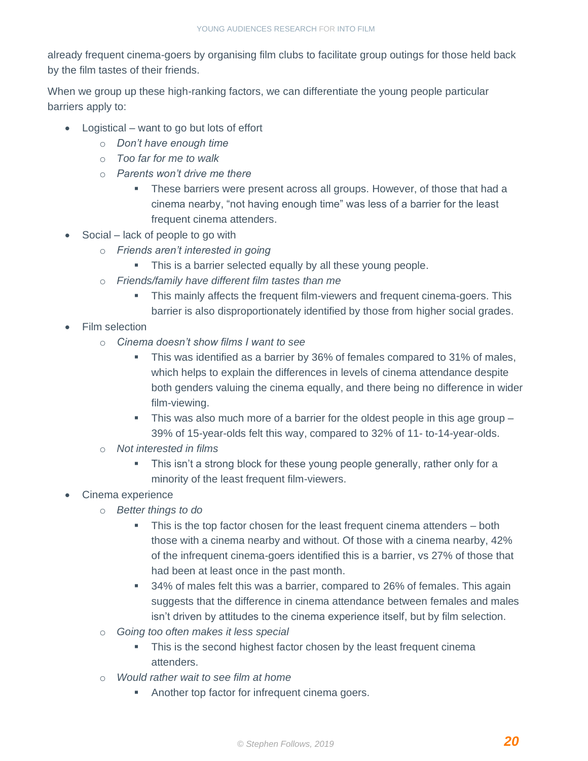already frequent cinema-goers by organising film clubs to facilitate group outings for those held back by the film tastes of their friends.

When we group up these high-ranking factors, we can differentiate the young people particular barriers apply to:

- Logistical – want to go but lots of effort
  - *Don't have enough time*
  - *Too far for me to walk*
  - *Parents won't drive me there*
    - These barriers were present across all groups. However, of those that had a cinema nearby, "not having enough time" was less of a barrier for the least frequent cinema attenders.
- Social – lack of people to go with
  - *Friends aren't interested in going*
    - This is a barrier selected equally by all these young people.
  - *Friends/family have different film tastes than me*
    - This mainly affects the frequent film-viewers and frequent cinema-goers. This barrier is also disproportionately identified by those from higher social grades.
- Film selection
  - *Cinema doesn't show films I want to see*
    - This was identified as a barrier by 36% of females compared to 31% of males, which helps to explain the differences in levels of cinema attendance despite both genders valuing the cinema equally, and there being no difference in wider film-viewing.
    - This was also much more of a barrier for the oldest people in this age group – 39% of 15-year-olds felt this way, compared to 32% of 11- to-14-year-olds.
  - *Not interested in films*
    - This isn't a strong block for these young people generally, rather only for a minority of the least frequent film-viewers.
- Cinema experience
  - *Better things to do*
    - This is the top factor chosen for the least frequent cinema attenders – both those with a cinema nearby and without. Of those with a cinema nearby, 42% of the infrequent cinema-goers identified this is a barrier, vs 27% of those that had been at least once in the past month.
    - 34% of males felt this was a barrier, compared to 26% of females. This again suggests that the difference in cinema attendance between females and males isn't driven by attitudes to the cinema experience itself, but by film selection.
  - *Going too often makes it less special*
    - This is the second highest factor chosen by the least frequent cinema attenders.
  - *Would rather wait to see film at home*
    - Another top factor for infrequent cinema goers.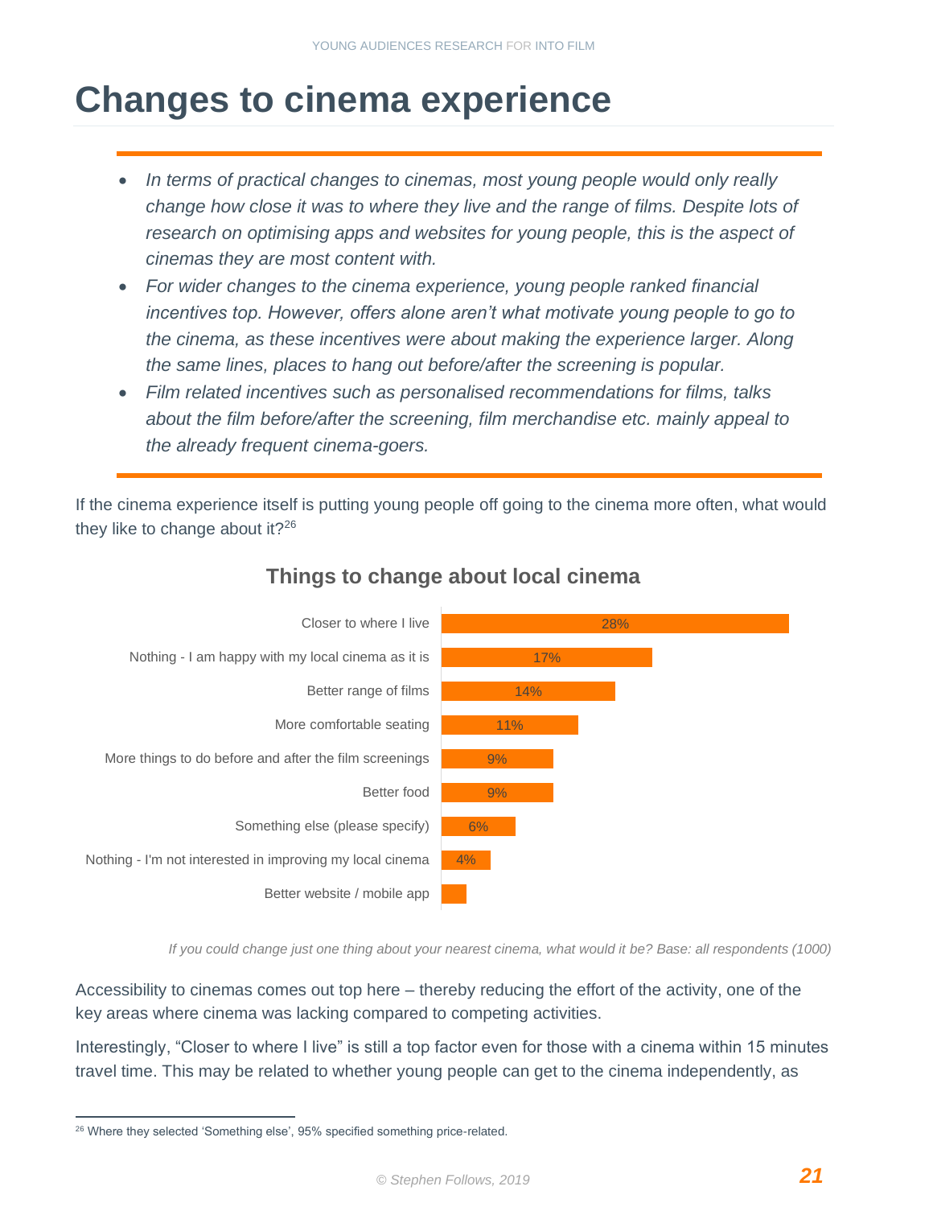# Changes to cinema experience

- *In terms of practical changes to cinemas, most young people would only really change how close it was to where they live and the range of films. Despite lots of research on optimising apps and websites for young people, this is the aspect of cinemas they are most content with.*
- *For wider changes to the cinema experience, young people ranked financial incentives top. However, offers alone aren't what motivate young people to go to the cinema, as these incentives were about making the experience larger. Along the same lines, places to hang out before/after the screening is popular.*
- *Film related incentives such as personalised recommendations for films, talks about the film before/after the screening, film merchandise etc. mainly appeal to the already frequent cinema-goers.*

If the cinema experience itself is putting young people off going to the cinema more often, what would they like to change about it?[26]

**Things to change about local cinema**

| Option | % |
|---|---|
| Closer to where I live | 28% |
| Nothing - I am happy with my local cinema as it is | 17% |
| Better range of films | 14% |
| More comfortable seating | 11% |
| More things to do before and after the film screenings | 9% |
| Better food | 9% |
| Something else (please specify) | 6% |
| Nothing - I'm not interested in improving my local cinema | 4% |
| Better website / mobile app | |

*If you could change just one thing about your nearest cinema, what would it be? Base: all respondents (1000)*

Accessibility to cinemas comes out top here – thereby reducing the effort of the activity, one of the key areas where cinema was lacking compared to competing activities.

Interestingly, "Closer to where I live" is still a top factor even for those with a cinema within 15 minutes travel time. This may be related to whether young people can get to the cinema independently, as

[26] Where they selected 'Something else', 95% specified something price-related.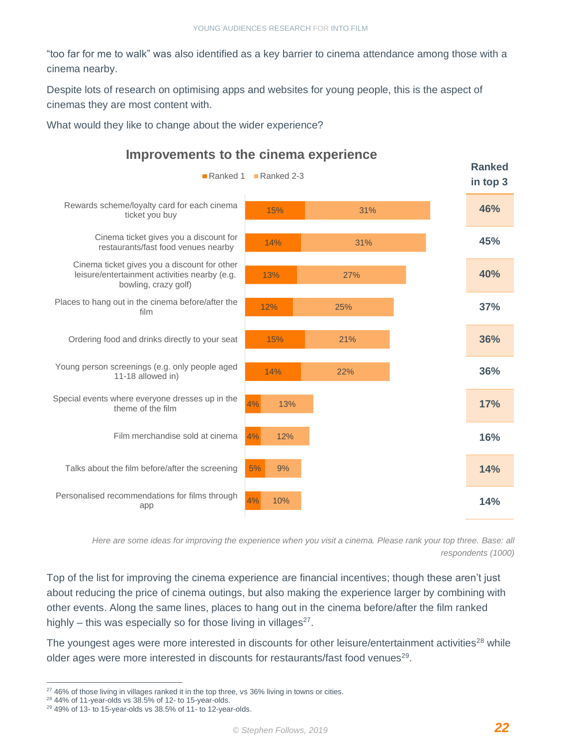"too far for me to walk" was also identified as a key barrier to cinema attendance among those with a cinema nearby.

Despite lots of research on optimising apps and websites for young people, this is the aspect of cinemas they are most content with.

What would they like to change about the wider experience?

**Improvements to the cinema experience**

| | Ranked 1 | Ranked 2-3 | Ranked in top 3 |
|---|---|---|---|
| Rewards scheme/loyalty card for each cinema ticket you buy | 15% | 31% | 46% |
| Cinema ticket gives you a discount for restaurants/fast food venues nearby | 14% | 31% | 45% |
| Cinema ticket gives you a discount for other leisure/entertainment activities nearby (e.g. bowling, crazy golf) | 13% | 27% | 40% |
| Places to hang out in the cinema before/after the film | 12% | 25% | 37% |
| Ordering food and drinks directly to your seat | 15% | 21% | 36% |
| Young person screenings (e.g. only people aged 11-18 allowed in) | 14% | 22% | 36% |
| Special events where everyone dresses up in the theme of the film | 4% | 13% | 17% |
| Film merchandise sold at cinema | 4% | 12% | 16% |
| Talks about the film before/after the screening | 5% | 9% | 14% |
| Personalised recommendations for films through app | 4% | 10% | 14% |

*Here are some ideas for improving the experience when you visit a cinema. Please rank your top three. Base: all respondents (1000)*

Top of the list for improving the cinema experience are financial incentives; though these aren't just about reducing the price of cinema outings, but also making the experience larger by combining with other events. Along the same lines, places to hang out in the cinema before/after the film ranked highly – this was especially so for those living in villages[27].

The youngest ages were more interested in discounts for other leisure/entertainment activities[28] while older ages were more interested in discounts for restaurants/fast food venues[29].

[27] 46% of those living in villages ranked it in the top three, vs 36% living in towns or cities.
[28] 44% of 11-year-olds vs 38.5% of 12- to 15-year-olds.
[29] 49% of 13- to 15-year-olds vs 38.5% of 11- to 12-year-olds.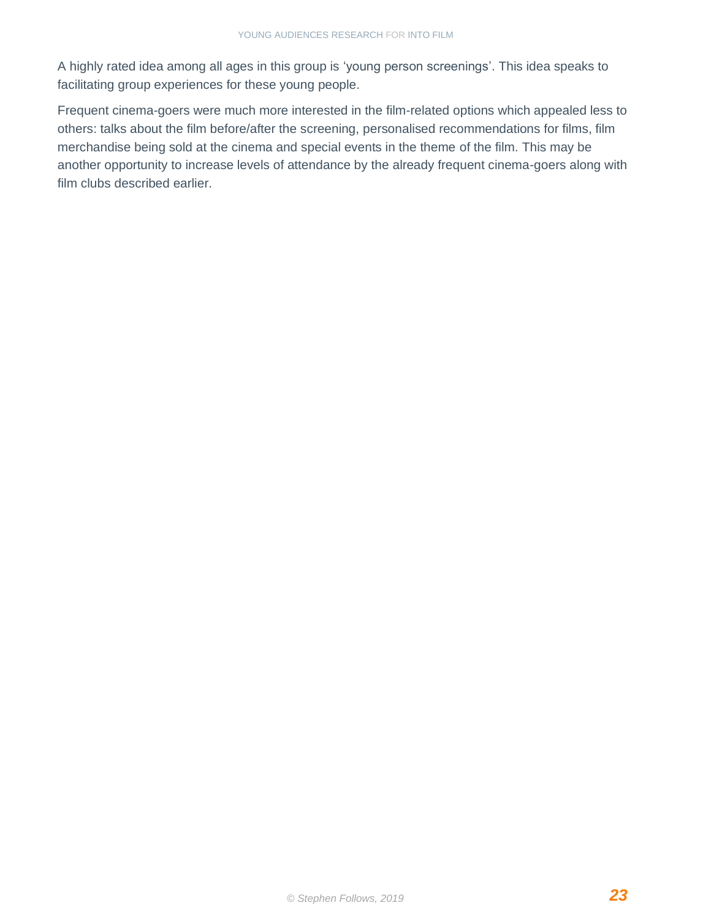A highly rated idea among all ages in this group is 'young person screenings'. This idea speaks to facilitating group experiences for these young people.

Frequent cinema-goers were much more interested in the film-related options which appealed less to others: talks about the film before/after the screening, personalised recommendations for films, film merchandise being sold at the cinema and special events in the theme of the film. This may be another opportunity to increase levels of attendance by the already frequent cinema-goers along with film clubs described earlier.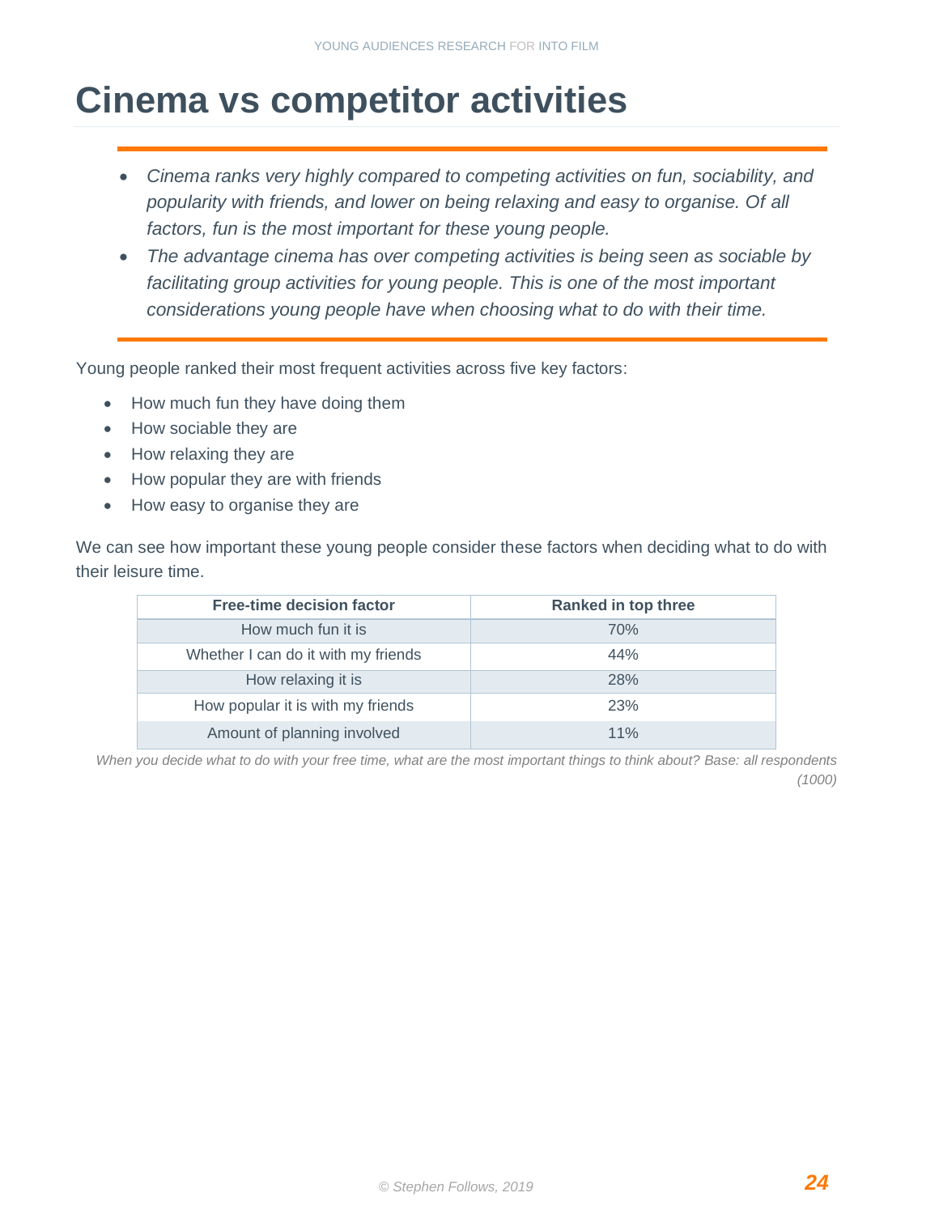# Cinema vs competitor activities

- *Cinema ranks very highly compared to competing activities on fun, sociability, and popularity with friends, and lower on being relaxing and easy to organise. Of all factors, fun is the most important for these young people.*
- *The advantage cinema has over competing activities is being seen as sociable by facilitating group activities for young people. This is one of the most important considerations young people have when choosing what to do with their time.*

Young people ranked their most frequent activities across five key factors:

- How much fun they have doing them
- How sociable they are
- How relaxing they are
- How popular they are with friends
- How easy to organise they are

We can see how important these young people consider these factors when deciding what to do with their leisure time.

| Free-time decision factor | Ranked in top three |
|---|---|
| How much fun it is | 70% |
| Whether I can do it with my friends | 44% |
| How relaxing it is | 28% |
| How popular it is with my friends | 23% |
| Amount of planning involved | 11% |

*When you decide what to do with your free time, what are the most important things to think about? Base: all respondents (1000)*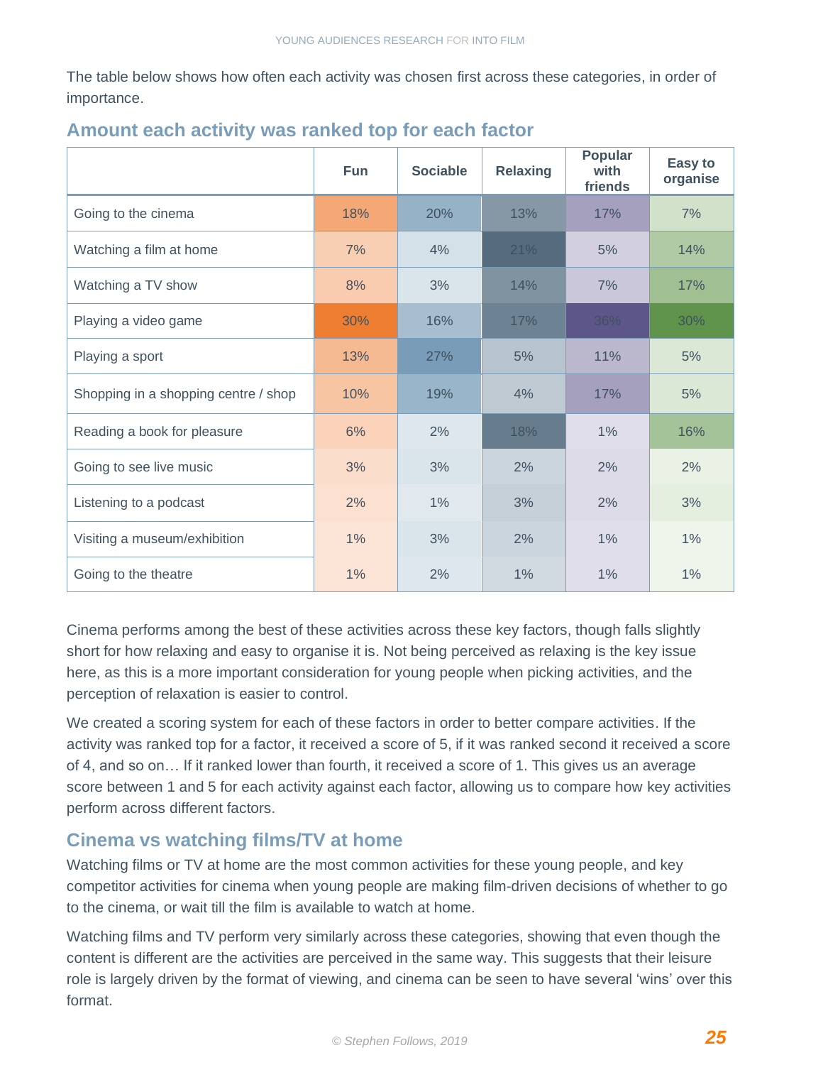The table below shows how often each activity was chosen first across these categories, in order of importance.

## Amount each activity was ranked top for each factor

| | Fun | Sociable | Relaxing | Popular with friends | Easy to organise |
|---|---|---|---|---|---|
| Going to the cinema | 18% | 20% | 13% | 17% | 7% |
| Watching a film at home | 7% | 4% | 21% | 5% | 14% |
| Watching a TV show | 8% | 3% | 14% | 7% | 17% |
| Playing a video game | 30% | 16% | 17% | 36% | 30% |
| Playing a sport | 13% | 27% | 5% | 11% | 5% |
| Shopping in a shopping centre / shop | 10% | 19% | 4% | 17% | 5% |
| Reading a book for pleasure | 6% | 2% | 18% | 1% | 16% |
| Going to see live music | 3% | 3% | 2% | 2% | 2% |
| Listening to a podcast | 2% | 1% | 3% | 2% | 3% |
| Visiting a museum/exhibition | 1% | 3% | 2% | 1% | 1% |
| Going to the theatre | 1% | 2% | 1% | 1% | 1% |

Cinema performs among the best of these activities across these key factors, though falls slightly short for how relaxing and easy to organise it is. Not being perceived as relaxing is the key issue here, as this is a more important consideration for young people when picking activities, and the perception of relaxation is easier to control.

We created a scoring system for each of these factors in order to better compare activities. If the activity was ranked top for a factor, it received a score of 5, if it was ranked second it received a score of 4, and so on… If it ranked lower than fourth, it received a score of 1. This gives us an average score between 1 and 5 for each activity against each factor, allowing us to compare how key activities perform across different factors.

## Cinema vs watching films/TV at home

Watching films or TV at home are the most common activities for these young people, and key competitor activities for cinema when young people are making film-driven decisions of whether to go to the cinema, or wait till the film is available to watch at home.

Watching films and TV perform very similarly across these categories, showing that even though the content is different are the activities are perceived in the same way. This suggests that their leisure role is largely driven by the format of viewing, and cinema can be seen to have several 'wins' over this format.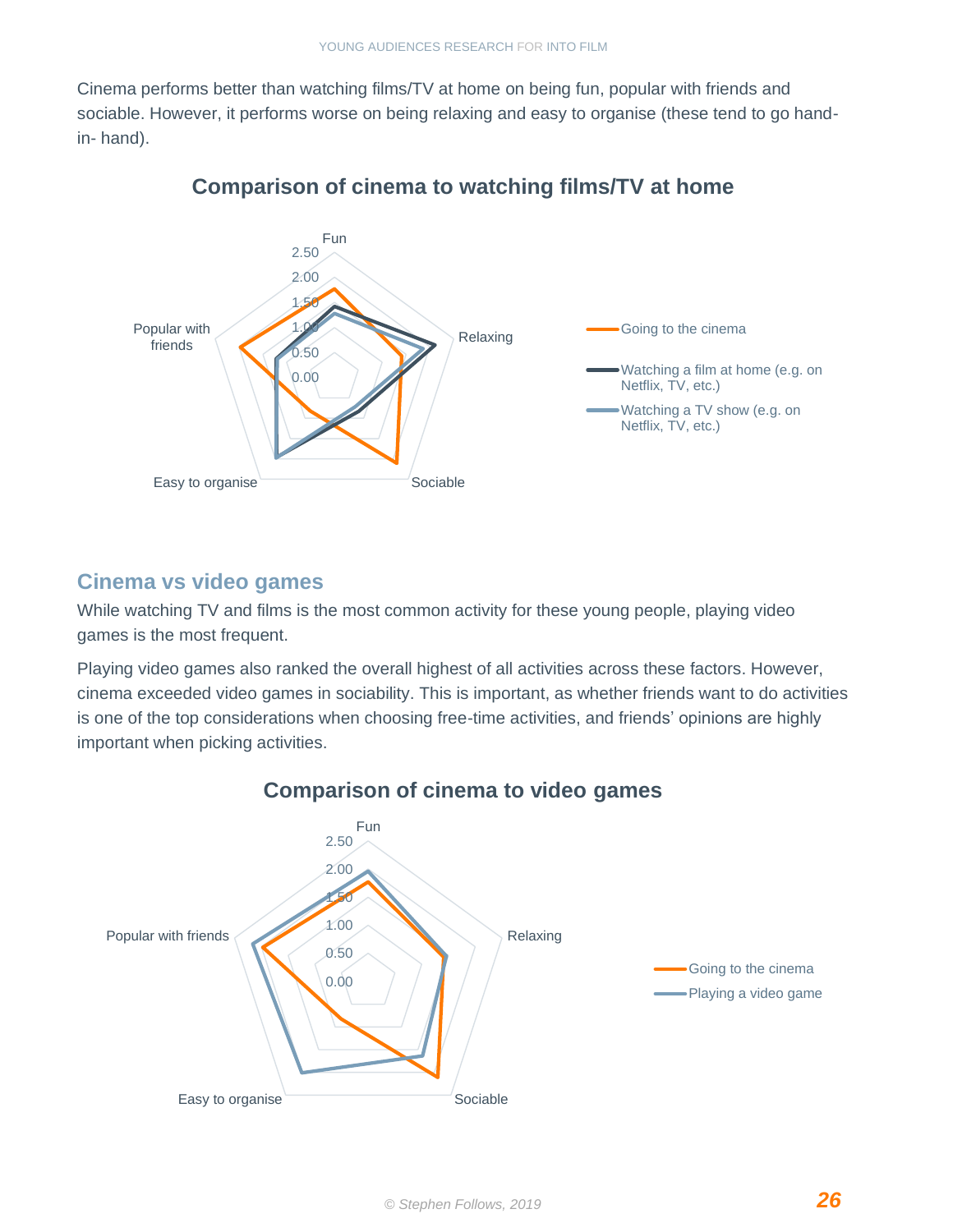Cinema performs better than watching films/TV at home on being fun, popular with friends and sociable. However, it performs worse on being relaxing and easy to organise (these tend to go hand-in- hand).

### Comparison of cinema to watching films/TV at home

Fun, Relaxing, Sociable, Easy to organise, Popular with friends

2.50, 2.00, 1.50, 1.00, 0.50, 0.00

- Going to the cinema
- Watching a film at home (e.g. on Netflix, TV, etc.)
- Watching a TV show (e.g. on Netflix, TV, etc.)

## Cinema vs video games

While watching TV and films is the most common activity for these young people, playing video games is the most frequent.

Playing video games also ranked the overall highest of all activities across these factors. However, cinema exceeded video games in sociability. This is important, as whether friends want to do activities is one of the top considerations when choosing free-time activities, and friends' opinions are highly important when picking activities.

### Comparison of cinema to video games

Fun, Relaxing, Sociable, Easy to organise, Popular with friends

2.50, 2.00, 1.50, 1.00, 0.50, 0.00

- Going to the cinema
- Playing a video game

© Stephen Follows, 2019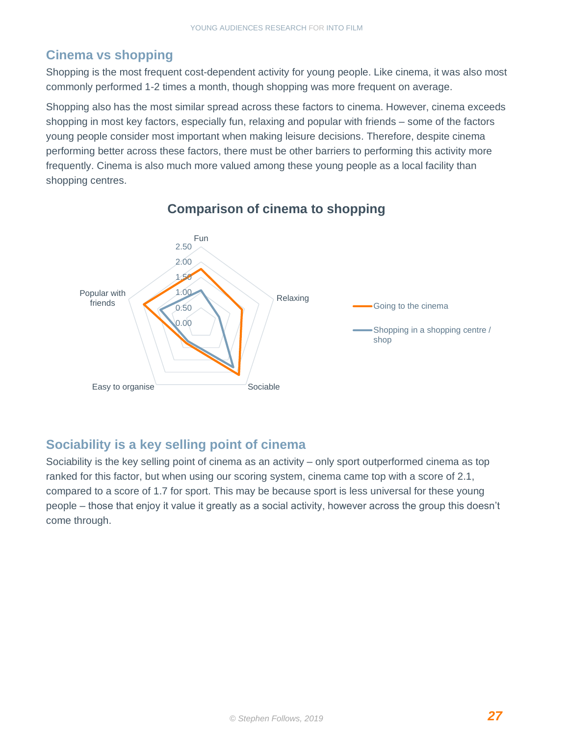## Cinema vs shopping

Shopping is the most frequent cost-dependent activity for young people. Like cinema, it was also most commonly performed 1-2 times a month, though shopping was more frequent on average.

Shopping also has the most similar spread across these factors to cinema. However, cinema exceeds shopping in most key factors, especially fun, relaxing and popular with friends – some of the factors young people consider most important when making leisure decisions. Therefore, despite cinema performing better across these factors, there must be other barriers to performing this activity more frequently. Cinema is also much more valued among these young people as a local facility than shopping centres.

**Comparison of cinema to shopping**

Fun, Relaxing, Sociable, Easy to organise, Popular with friends

0.00, 0.50, 1.00, 1.50, 2.00, 2.50

Going to the cinema

Shopping in a shopping centre / shop

## Sociability is a key selling point of cinema

Sociability is the key selling point of cinema as an activity – only sport outperformed cinema as top ranked for this factor, but when using our scoring system, cinema came top with a score of 2.1, compared to a score of 1.7 for sport. This may be because sport is less universal for these young people – those that enjoy it value it greatly as a social activity, however across the group this doesn't come through.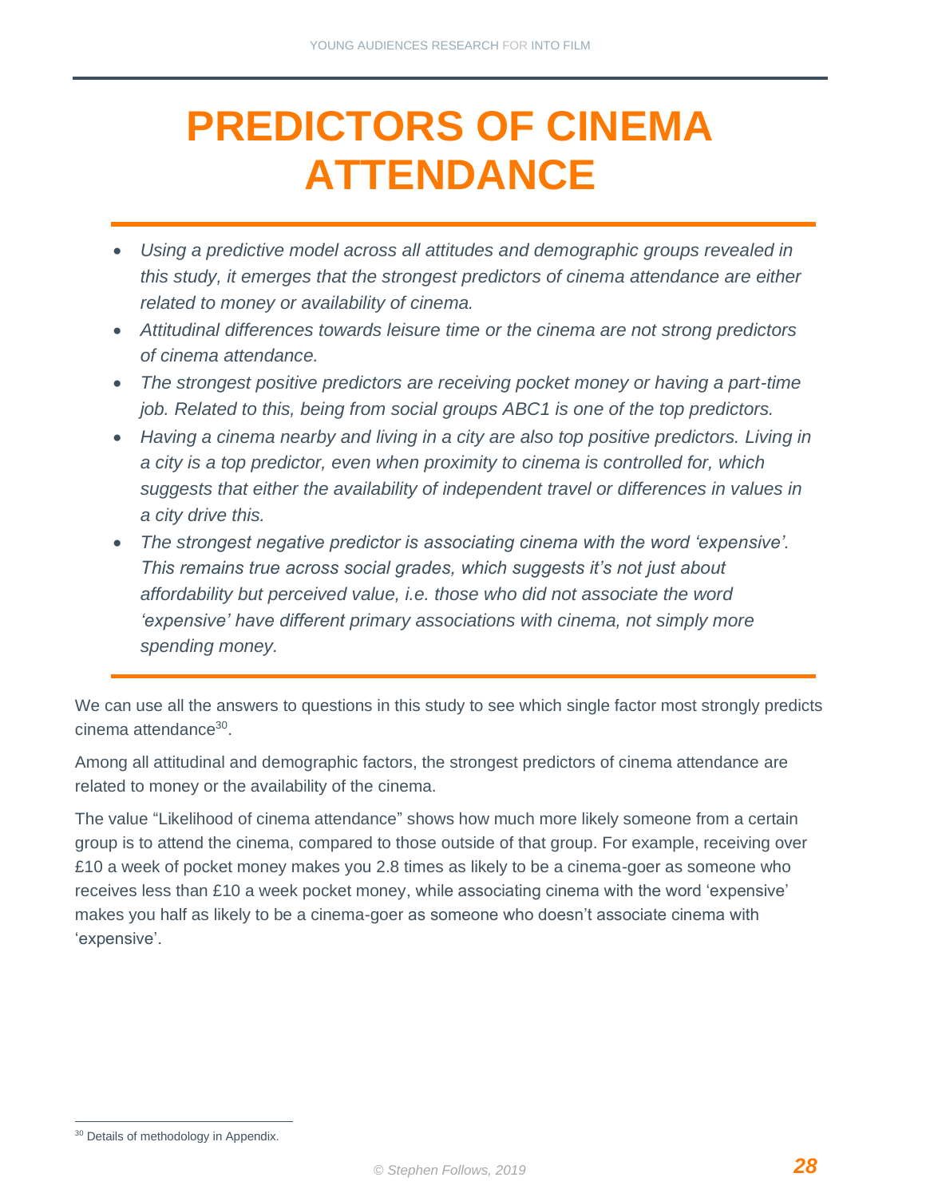# PREDICTORS OF CINEMA ATTENDANCE

- *Using a predictive model across all attitudes and demographic groups revealed in this study, it emerges that the strongest predictors of cinema attendance are either related to money or availability of cinema.*
- *Attitudinal differences towards leisure time or the cinema are not strong predictors of cinema attendance.*
- *The strongest positive predictors are receiving pocket money or having a part-time job. Related to this, being from social groups ABC1 is one of the top predictors.*
- *Having a cinema nearby and living in a city are also top positive predictors. Living in a city is a top predictor, even when proximity to cinema is controlled for, which suggests that either the availability of independent travel or differences in values in a city drive this.*
- *The strongest negative predictor is associating cinema with the word 'expensive'. This remains true across social grades, which suggests it's not just about affordability but perceived value, i.e. those who did not associate the word 'expensive' have different primary associations with cinema, not simply more spending money.*

We can use all the answers to questions in this study to see which single factor most strongly predicts cinema attendance[30].

Among all attitudinal and demographic factors, the strongest predictors of cinema attendance are related to money or the availability of the cinema.

The value "Likelihood of cinema attendance" shows how much more likely someone from a certain group is to attend the cinema, compared to those outside of that group. For example, receiving over £10 a week of pocket money makes you 2.8 times as likely to be a cinema-goer as someone who receives less than £10 a week pocket money, while associating cinema with the word 'expensive' makes you half as likely to be a cinema-goer as someone who doesn't associate cinema with 'expensive'.

[30] Details of methodology in Appendix.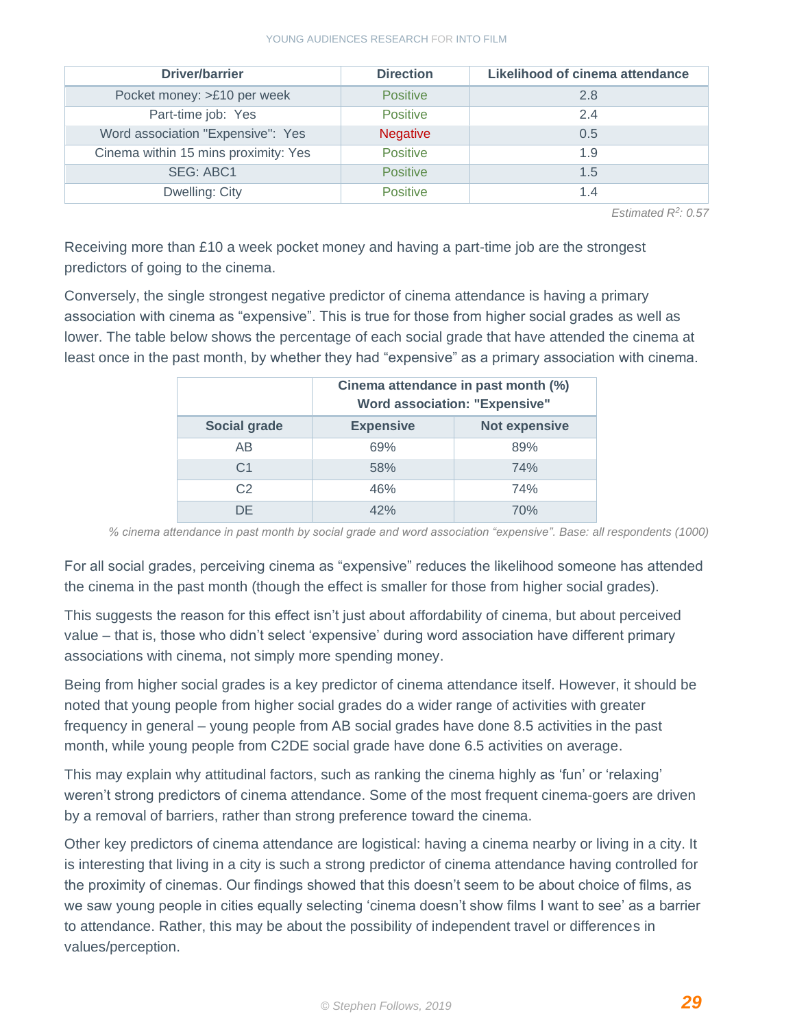| Driver/barrier | Direction | Likelihood of cinema attendance |
|---|---|---|
| Pocket money: >£10 per week | Positive | 2.8 |
| Part-time job: Yes | Positive | 2.4 |
| Word association "Expensive": Yes | Negative | 0.5 |
| Cinema within 15 mins proximity: Yes | Positive | 1.9 |
| SEG: ABC1 | Positive | 1.5 |
| Dwelling: City | Positive | 1.4 |

*Estimated $R^2$: 0.57*

Receiving more than £10 a week pocket money and having a part-time job are the strongest predictors of going to the cinema.

Conversely, the single strongest negative predictor of cinema attendance is having a primary association with cinema as "expensive". This is true for those from higher social grades as well as lower. The table below shows the percentage of each social grade that have attended the cinema at least once in the past month, by whether they had "expensive" as a primary association with cinema.

| | Cinema attendance in past month (%) Word association: "Expensive" | |
|---|---|---|
| **Social grade** | **Expensive** | **Not expensive** |
| AB | 69% | 89% |
| C1 | 58% | 74% |
| C2 | 46% | 74% |
| DE | 42% | 70% |

*% cinema attendance in past month by social grade and word association "expensive". Base: all respondents (1000)*

For all social grades, perceiving cinema as "expensive" reduces the likelihood someone has attended the cinema in the past month (though the effect is smaller for those from higher social grades).

This suggests the reason for this effect isn't just about affordability of cinema, but about perceived value – that is, those who didn't select 'expensive' during word association have different primary associations with cinema, not simply more spending money.

Being from higher social grades is a key predictor of cinema attendance itself. However, it should be noted that young people from higher social grades do a wider range of activities with greater frequency in general – young people from AB social grades have done 8.5 activities in the past month, while young people from C2DE social grade have done 6.5 activities on average.

This may explain why attitudinal factors, such as ranking the cinema highly as 'fun' or 'relaxing' weren't strong predictors of cinema attendance. Some of the most frequent cinema-goers are driven by a removal of barriers, rather than strong preference toward the cinema.

Other key predictors of cinema attendance are logistical: having a cinema nearby or living in a city. It is interesting that living in a city is such a strong predictor of cinema attendance having controlled for the proximity of cinemas. Our findings showed that this doesn't seem to be about choice of films, as we saw young people in cities equally selecting 'cinema doesn't show films I want to see' as a barrier to attendance. Rather, this may be about the possibility of independent travel or differences in values/perception.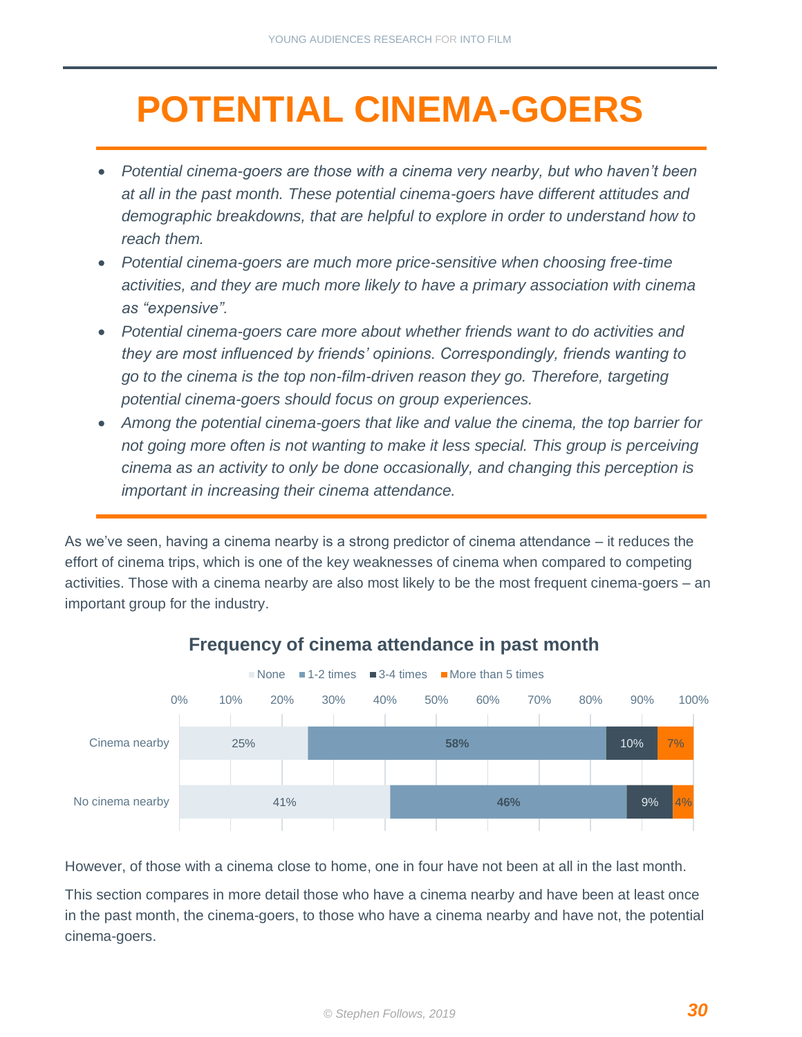# POTENTIAL CINEMA-GOERS

- *Potential cinema-goers are those with a cinema very nearby, but who haven't been at all in the past month. These potential cinema-goers have different attitudes and demographic breakdowns, that are helpful to explore in order to understand how to reach them.*
- *Potential cinema-goers are much more price-sensitive when choosing free-time activities, and they are much more likely to have a primary association with cinema as "expensive".*
- *Potential cinema-goers care more about whether friends want to do activities and they are most influenced by friends' opinions. Correspondingly, friends wanting to go to the cinema is the top non-film-driven reason they go. Therefore, targeting potential cinema-goers should focus on group experiences.*
- *Among the potential cinema-goers that like and value the cinema, the top barrier for not going more often is not wanting to make it less special. This group is perceiving cinema as an activity to only be done occasionally, and changing this perception is important in increasing their cinema attendance.*

As we've seen, having a cinema nearby is a strong predictor of cinema attendance – it reduces the effort of cinema trips, which is one of the key weaknesses of cinema when compared to competing activities. Those with a cinema nearby are also most likely to be the most frequent cinema-goers – an important group for the industry.

**Frequency of cinema attendance in past month**

| | None | 1-2 times | 3-4 times | More than 5 times |
|---|---|---|---|---|
| Cinema nearby | 25% | 58% | 10% | 7% |
| No cinema nearby | 41% | 46% | 9% | 4% |

However, of those with a cinema close to home, one in four have not been at all in the last month.

This section compares in more detail those who have a cinema nearby and have been at least once in the past month, the cinema-goers, to those who have a cinema nearby and have not, the potential cinema-goers.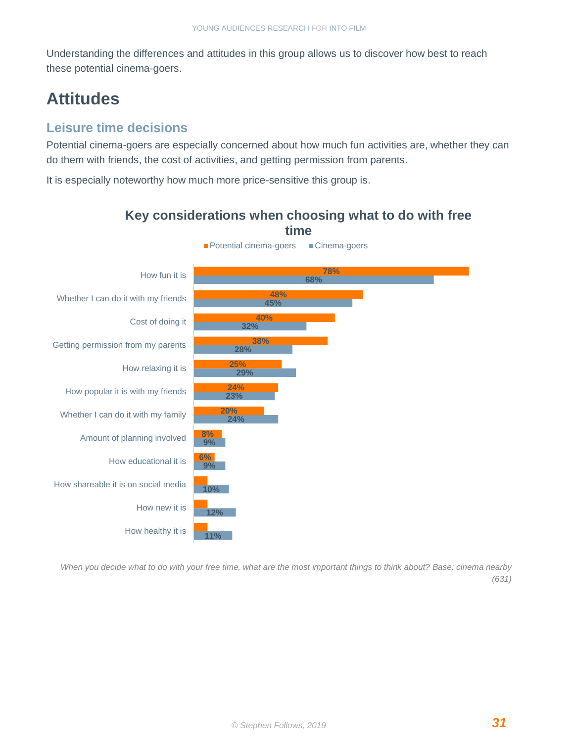Understanding the differences and attitudes in this group allows us to discover how best to reach these potential cinema-goers.

# Attitudes

## Leisure time decisions

Potential cinema-goers are especially concerned about how much fun activities are, whether they can do them with friends, the cost of activities, and getting permission from parents.

It is especially noteworthy how much more price-sensitive this group is.

**Key considerations when choosing what to do with free time**

| | Potential cinema-goers | Cinema-goers |
|---|---|---|
| How fun it is | 78% | 68% |
| Whether I can do it with my friends | 48% | 45% |
| Cost of doing it | 40% | 32% |
| Getting permission from my parents | 38% | 28% |
| How relaxing it is | 25% | 29% |
| How popular it is with my friends | 24% | 23% |
| Whether I can do it with my family | 20% | 24% |
| Amount of planning involved | 8% | 9% |
| How educational it is | 6% | 9% |
| How shareable it is on social media | | 10% |
| How new it is | | 12% |
| How healthy it is | | 11% |

*When you decide what to do with your free time, what are the most important things to think about? Base: cinema nearby (631)*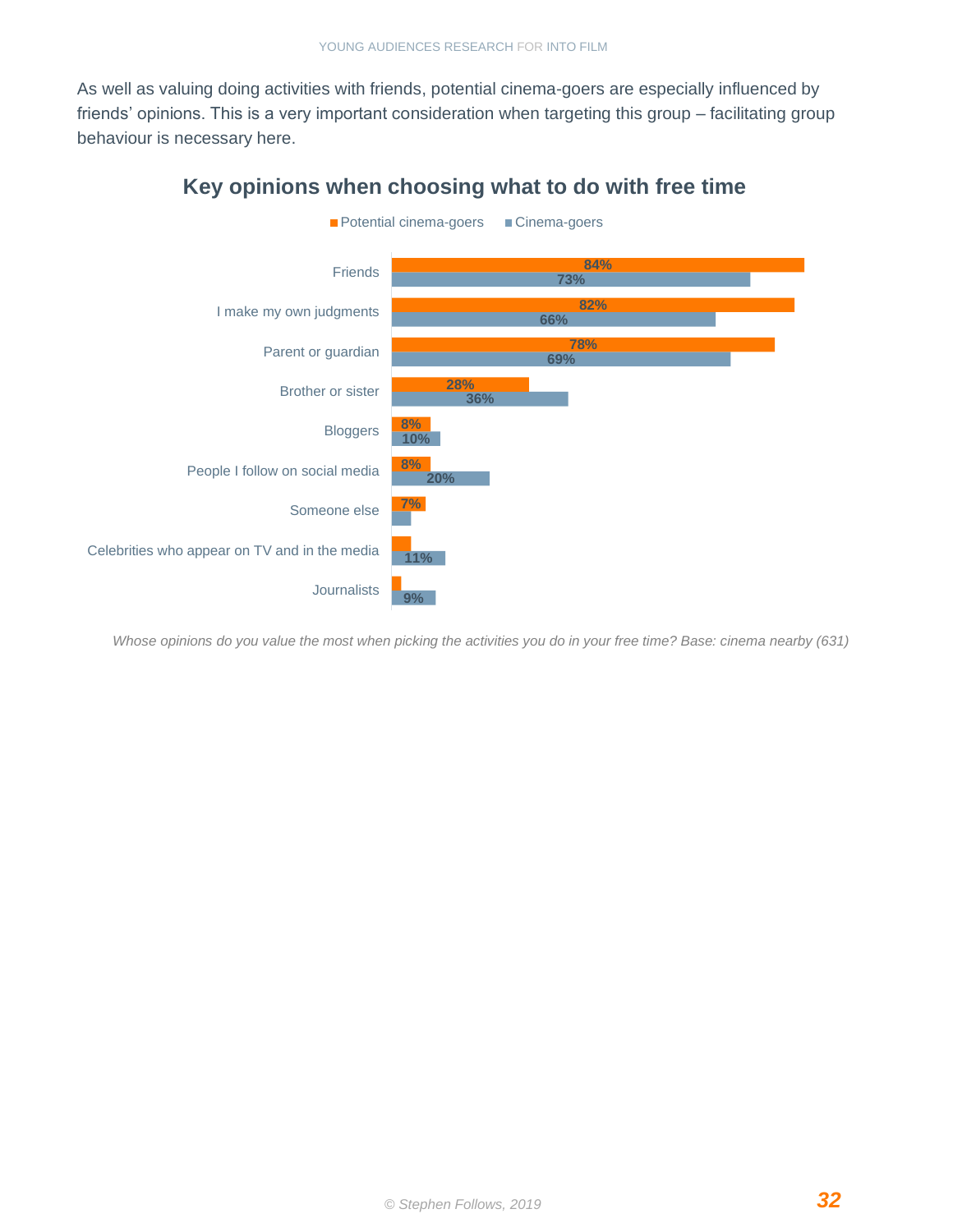As well as valuing doing activities with friends, potential cinema-goers are especially influenced by friends' opinions. This is a very important consideration when targeting this group – facilitating group behaviour is necessary here.

## Key opinions when choosing what to do with free time

| | Potential cinema-goers | Cinema-goers |
|---|---|---|
| Friends | 84% | 73% |
| I make my own judgments | 82% | 66% |
| Parent or guardian | 78% | 69% |
| Brother or sister | 28% | 36% |
| Bloggers | 8% | 10% |
| People I follow on social media | 8% | 20% |
| Someone else | 7% | |
| Celebrities who appear on TV and in the media | | 11% |
| Journalists | | 9% |

*Whose opinions do you value the most when picking the activities you do in your free time? Base: cinema nearby (631)*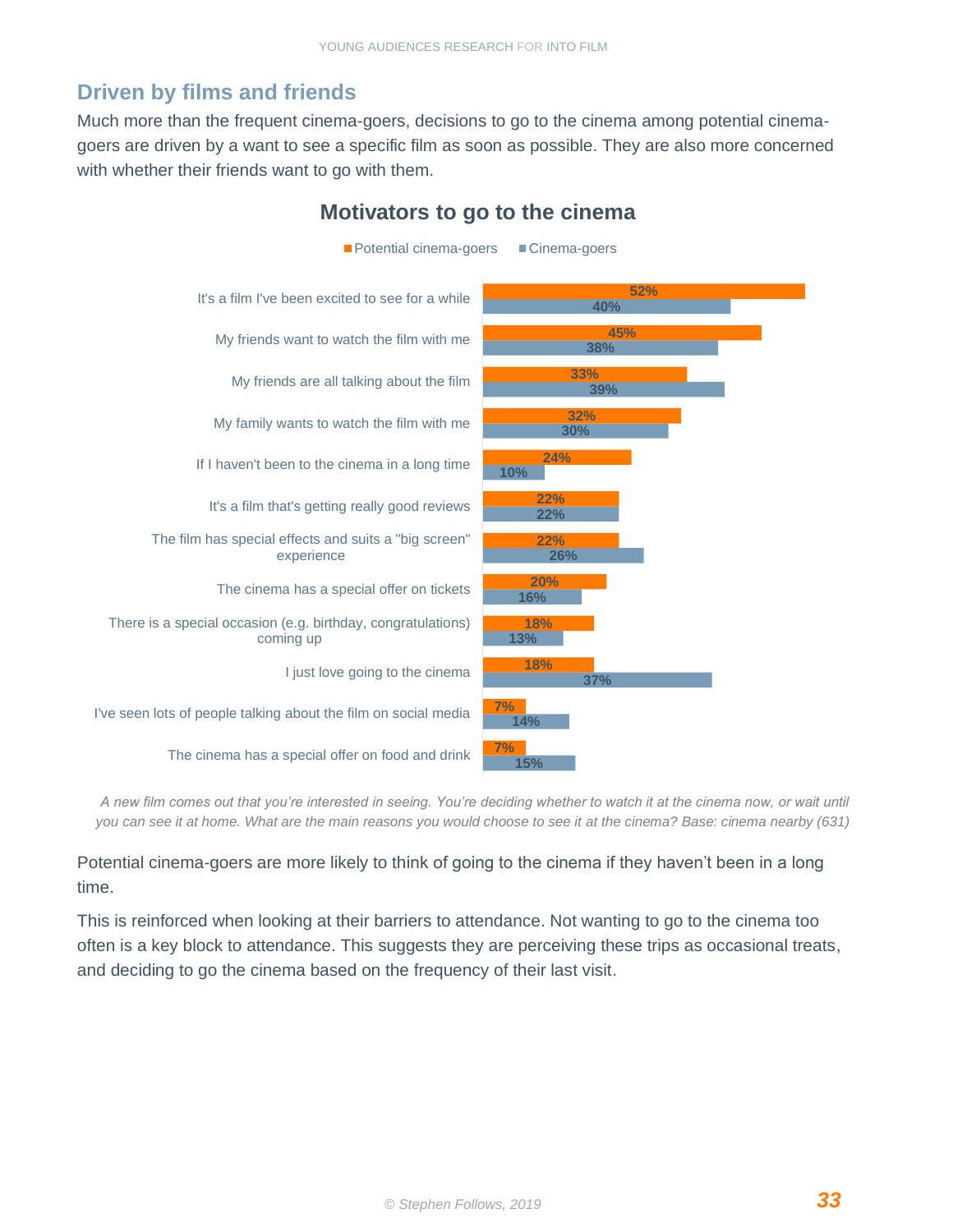## Driven by films and friends

Much more than the frequent cinema-goers, decisions to go to the cinema among potential cinema-goers are driven by a want to see a specific film as soon as possible. They are also more concerned with whether their friends want to go with them.

**Motivators to go to the cinema**

| Motivator | Potential cinema-goers | Cinema-goers |
|---|---|---|
| It's a film I've been excited to see for a while | 52% | 40% |
| My friends want to watch the film with me | 45% | 38% |
| My friends are all talking about the film | 33% | 39% |
| My family wants to watch the film with me | 32% | 30% |
| If I haven't been to the cinema in a long time | 24% | 10% |
| It's a film that's getting really good reviews | 22% | 22% |
| The film has special effects and suits a "big screen" experience | 22% | 26% |
| The cinema has a special offer on tickets | 20% | 16% |
| There is a special occasion (e.g. birthday, congratulations) coming up | 18% | 13% |
| I just love going to the cinema | 18% | 37% |
| I've seen lots of people talking about the film on social media | 7% | 14% |
| The cinema has a special offer on food and drink | 7% | 15% |

*A new film comes out that you're interested in seeing. You're deciding whether to watch it at the cinema now, or wait until you can see it at home. What are the main reasons you would choose to see it at the cinema? Base: cinema nearby (631)*

Potential cinema-goers are more likely to think of going to the cinema if they haven't been in a long time.

This is reinforced when looking at their barriers to attendance. Not wanting to go to the cinema too often is a key block to attendance. This suggests they are perceiving these trips as occasional treats, and deciding to go the cinema based on the frequency of their last visit.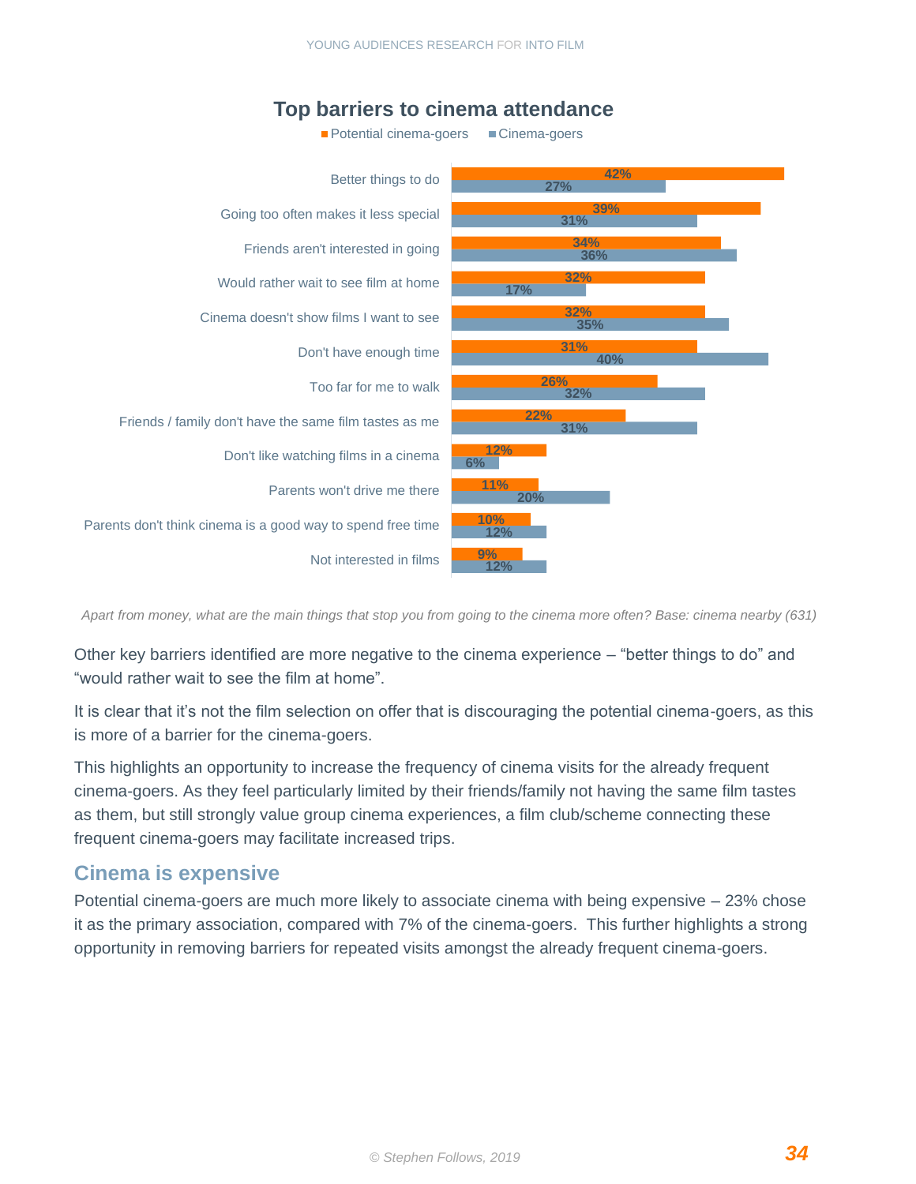## Top barriers to cinema attendance

| Barrier | Potential cinema-goers | Cinema-goers |
| --- | --- | --- |
| Better things to do | 42% | 27% |
| Going too often makes it less special | 39% | 31% |
| Friends aren't interested in going | 34% | 36% |
| Would rather wait to see film at home | 32% | 17% |
| Cinema doesn't show films I want to see | 32% | 35% |
| Don't have enough time | 31% | 40% |
| Too far for me to walk | 26% | 32% |
| Friends / family don't have the same film tastes as me | 22% | 31% |
| Don't like watching films in a cinema | 12% | 6% |
| Parents won't drive me there | 11% | 20% |
| Parents don't think cinema is a good way to spend free time | 10% | 12% |
| Not interested in films | 9% | 12% |

*Apart from money, what are the main things that stop you from going to the cinema more often? Base: cinema nearby (631)*

Other key barriers identified are more negative to the cinema experience – "better things to do" and "would rather wait to see the film at home".

It is clear that it's not the film selection on offer that is discouraging the potential cinema-goers, as this is more of a barrier for the cinema-goers.

This highlights an opportunity to increase the frequency of cinema visits for the already frequent cinema-goers. As they feel particularly limited by their friends/family not having the same film tastes as them, but still strongly value group cinema experiences, a film club/scheme connecting these frequent cinema-goers may facilitate increased trips.

## Cinema is expensive

Potential cinema-goers are much more likely to associate cinema with being expensive – 23% chose it as the primary association, compared with 7% of the cinema-goers. This further highlights a strong opportunity in removing barriers for repeated visits amongst the already frequent cinema-goers.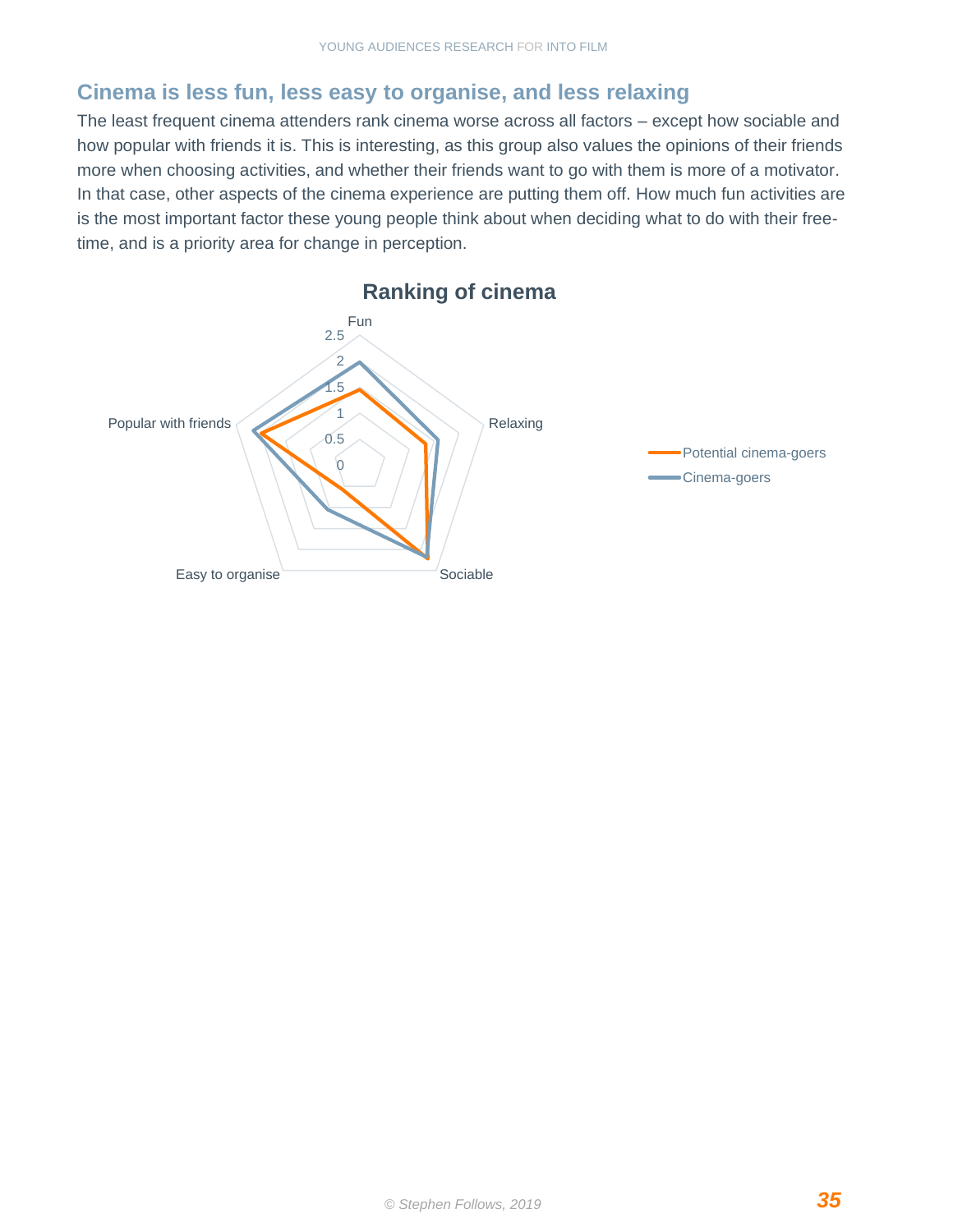## Cinema is less fun, less easy to organise, and less relaxing

The least frequent cinema attenders rank cinema worse across all factors – except how sociable and how popular with friends it is. This is interesting, as this group also values the opinions of their friends more when choosing activities, and whether their friends want to go with them is more of a motivator. In that case, other aspects of the cinema experience are putting them off. How much fun activities are is the most important factor these young people think about when deciding what to do with their free-time, and is a priority area for change in perception.

**Ranking of cinema**

Fun · Relaxing · Sociable · Easy to organise · Popular with friends

Scale: 0, 0.5, 1, 1.5, 2, 2.5

Legend: Potential cinema-goers; Cinema-goers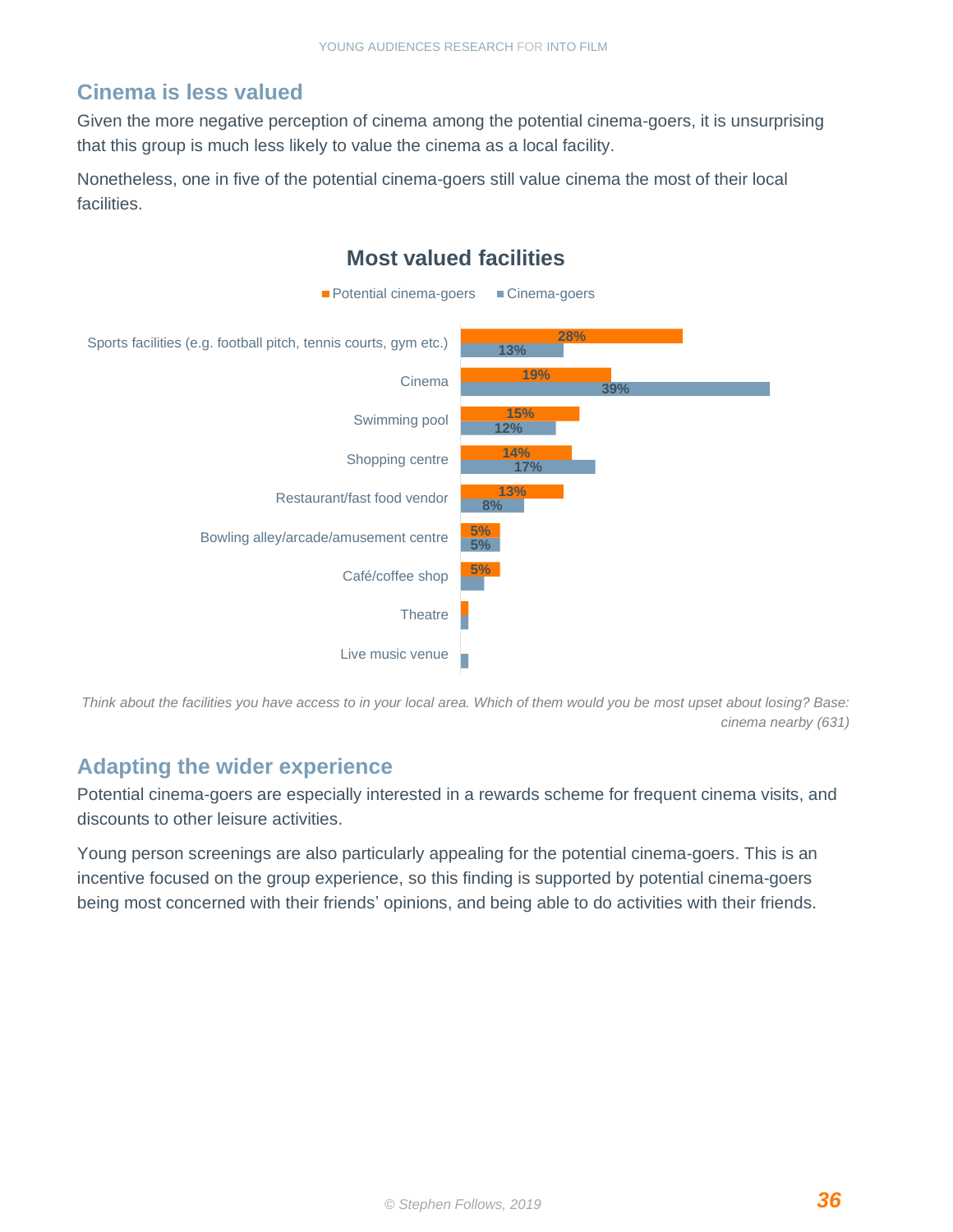## Cinema is less valued

Given the more negative perception of cinema among the potential cinema-goers, it is unsurprising that this group is much less likely to value the cinema as a local facility.

Nonetheless, one in five of the potential cinema-goers still value cinema the most of their local facilities.

**Most valued facilities**

| Facility | Potential cinema-goers | Cinema-goers |
|---|---|---|
| Sports facilities (e.g. football pitch, tennis courts, gym etc.) | 28% | 13% |
| Cinema | 19% | 39% |
| Swimming pool | 15% | 12% |
| Shopping centre | 14% | 17% |
| Restaurant/fast food vendor | 13% | 8% |
| Bowling alley/arcade/amusement centre | 5% | 5% |
| Café/coffee shop | 5% | |
| Theatre | | |
| Live music venue | | |

*Think about the facilities you have access to in your local area. Which of them would you be most upset about losing? Base: cinema nearby (631)*

## Adapting the wider experience

Potential cinema-goers are especially interested in a rewards scheme for frequent cinema visits, and discounts to other leisure activities.

Young person screenings are also particularly appealing for the potential cinema-goers. This is an incentive focused on the group experience, so this finding is supported by potential cinema-goers being most concerned with their friends' opinions, and being able to do activities with their friends.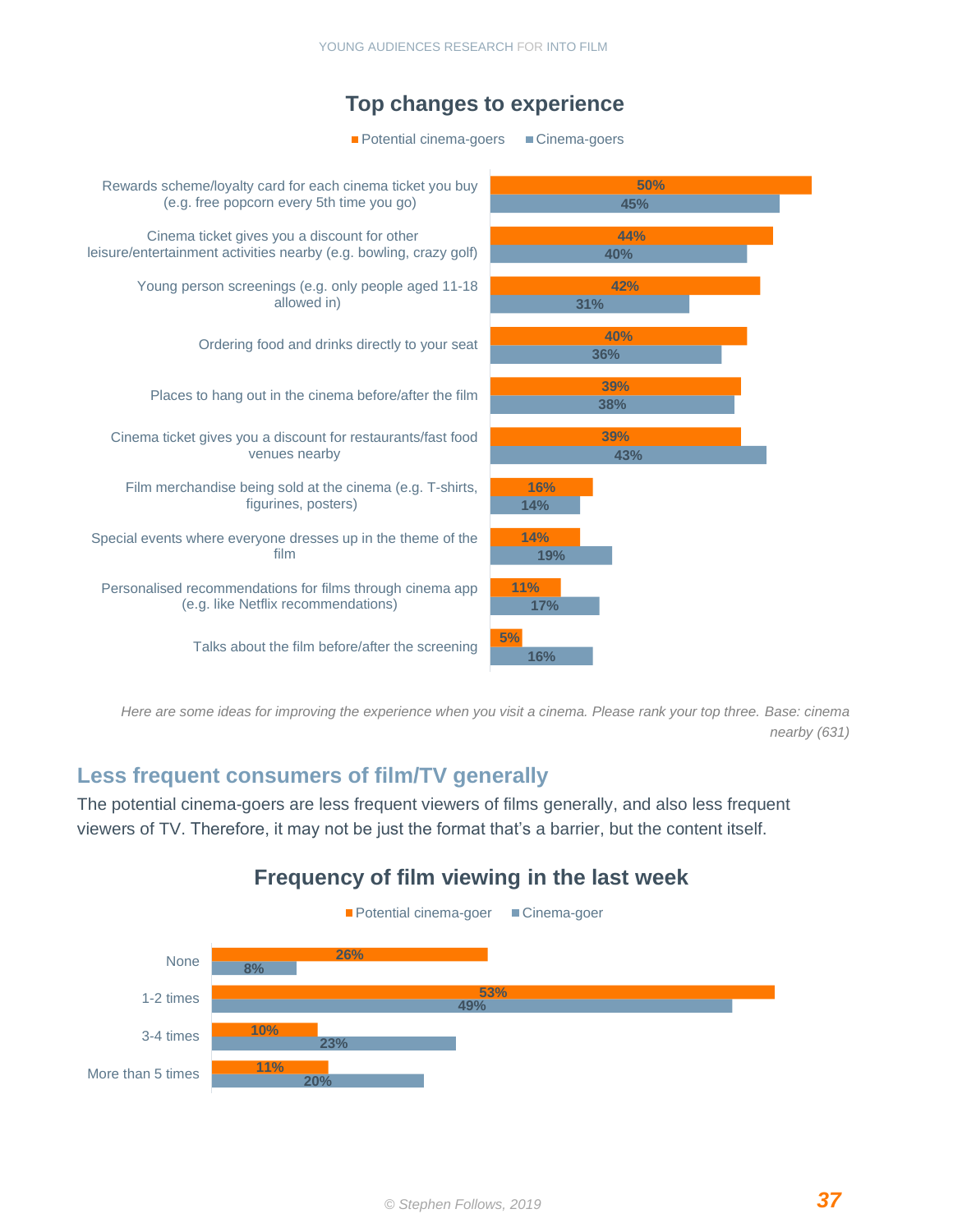### Top changes to experience

| | Potential cinema-goers | Cinema-goers |
|---|---|---|
| Rewards scheme/loyalty card for each cinema ticket you buy (e.g. free popcorn every 5th time you go) | 50% | 45% |
| Cinema ticket gives you a discount for other leisure/entertainment activities nearby (e.g. bowling, crazy golf) | 44% | 40% |
| Young person screenings (e.g. only people aged 11-18 allowed in) | 42% | 31% |
| Ordering food and drinks directly to your seat | 40% | 36% |
| Places to hang out in the cinema before/after the film | 39% | 38% |
| Cinema ticket gives you a discount for restaurants/fast food venues nearby | 39% | 43% |
| Film merchandise being sold at the cinema (e.g. T-shirts, figurines, posters) | 16% | 14% |
| Special events where everyone dresses up in the theme of the film | 14% | 19% |
| Personalised recommendations for films through cinema app (e.g. like Netflix recommendations) | 11% | 17% |
| Talks about the film before/after the screening | 5% | 16% |

*Here are some ideas for improving the experience when you visit a cinema. Please rank your top three. Base: cinema nearby (631)*

## Less frequent consumers of film/TV generally

The potential cinema-goers are less frequent viewers of films generally, and also less frequent viewers of TV. Therefore, it may not be just the format that's a barrier, but the content itself.

### Frequency of film viewing in the last week

| | Potential cinema-goer | Cinema-goer |
|---|---|---|
| None | 26% | 8% |
| 1-2 times | 53% | 49% |
| 3-4 times | 10% | 23% |
| More than 5 times | 11% | 20% |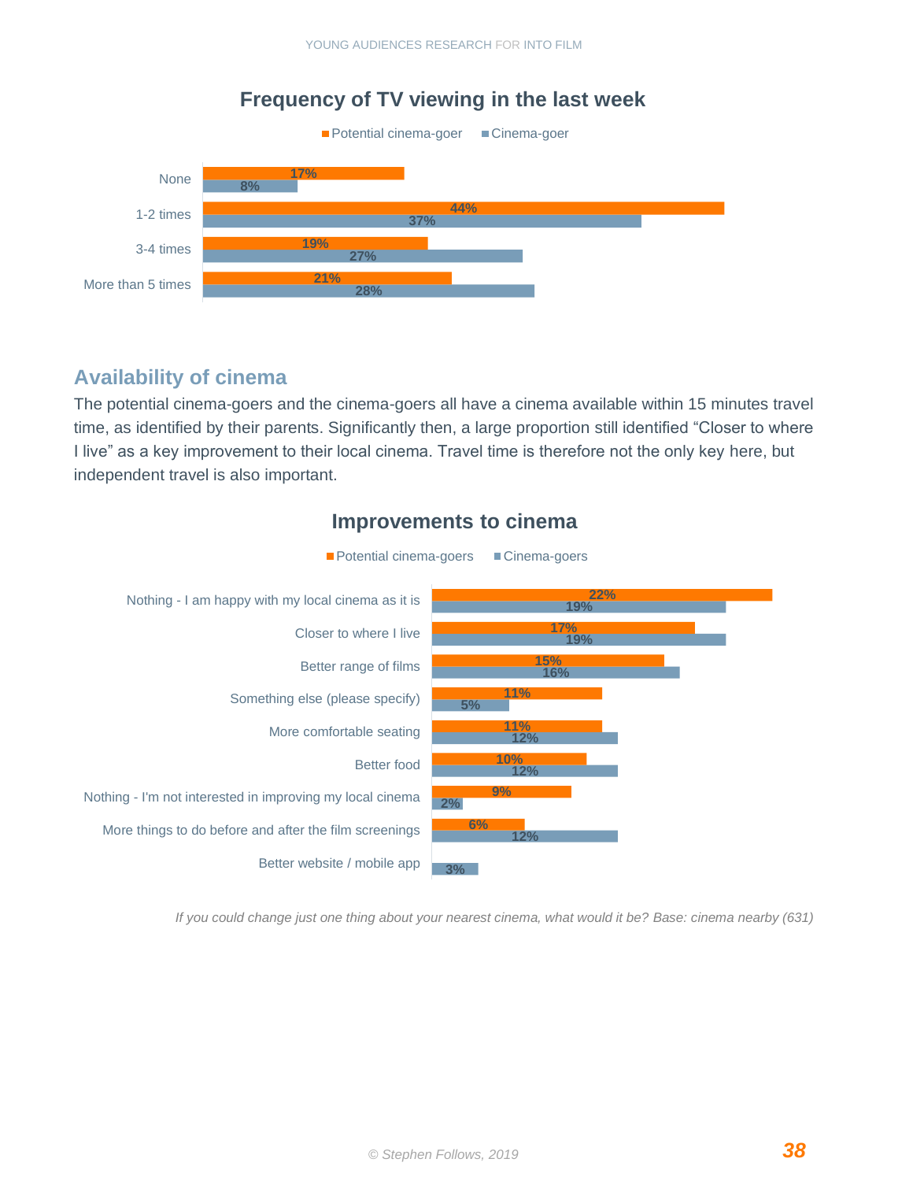### Frequency of TV viewing in the last week

| | Potential cinema-goer | Cinema-goer |
|---|---|---|
| None | 17% | 8% |
| 1-2 times | 44% | 37% |
| 3-4 times | 19% | 27% |
| More than 5 times | 21% | 28% |

## Availability of cinema

The potential cinema-goers and the cinema-goers all have a cinema available within 15 minutes travel time, as identified by their parents. Significantly then, a large proportion still identified "Closer to where I live" as a key improvement to their local cinema. Travel time is therefore not the only key here, but independent travel is also important.

### Improvements to cinema

| | Potential cinema-goers | Cinema-goers |
|---|---|---|
| Nothing - I am happy with my local cinema as it is | 22% | 19% |
| Closer to where I live | 17% | 19% |
| Better range of films | 15% | 16% |
| Something else (please specify) | 11% | 5% |
| More comfortable seating | 11% | 12% |
| Better food | 10% | 12% |
| Nothing - I'm not interested in improving my local cinema | 9% | 2% |
| More things to do before and after the film screenings | 6% | 12% |
| Better website / mobile app | | 3% |

*If you could change just one thing about your nearest cinema, what would it be? Base: cinema nearby (631)*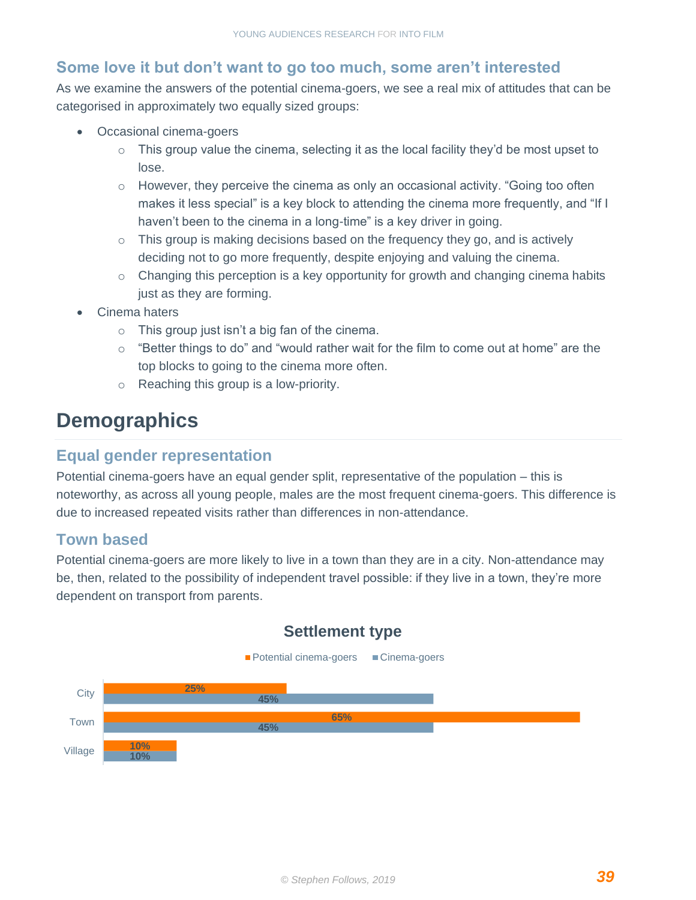### Some love it but don’t want to go too much, some aren’t interested

As we examine the answers of the potential cinema-goers, we see a real mix of attitudes that can be categorised in approximately two equally sized groups:

- Occasional cinema-goers
  - This group value the cinema, selecting it as the local facility they’d be most upset to lose.
  - However, they perceive the cinema as only an occasional activity. “Going too often makes it less special” is a key block to attending the cinema more frequently, and “If I haven’t been to the cinema in a long-time” is a key driver in going.
  - This group is making decisions based on the frequency they go, and is actively deciding not to go more frequently, despite enjoying and valuing the cinema.
  - Changing this perception is a key opportunity for growth and changing cinema habits just as they are forming.
- Cinema haters
  - This group just isn’t a big fan of the cinema.
  - “Better things to do” and “would rather wait for the film to come out at home” are the top blocks to going to the cinema more often.
  - Reaching this group is a low-priority.

## Demographics

### Equal gender representation

Potential cinema-goers have an equal gender split, representative of the population – this is noteworthy, as across all young people, males are the most frequent cinema-goers. This difference is due to increased repeated visits rather than differences in non-attendance.

### Town based

Potential cinema-goers are more likely to live in a town than they are in a city. Non-attendance may be, then, related to the possibility of independent travel possible: if they live in a town, they’re more dependent on transport from parents.

**Settlement type**

| | Potential cinema-goers | Cinema-goers |
|---|---|---|
| City | 25% | 45% |
| Town | 65% | 45% |
| Village | 10% | 10% |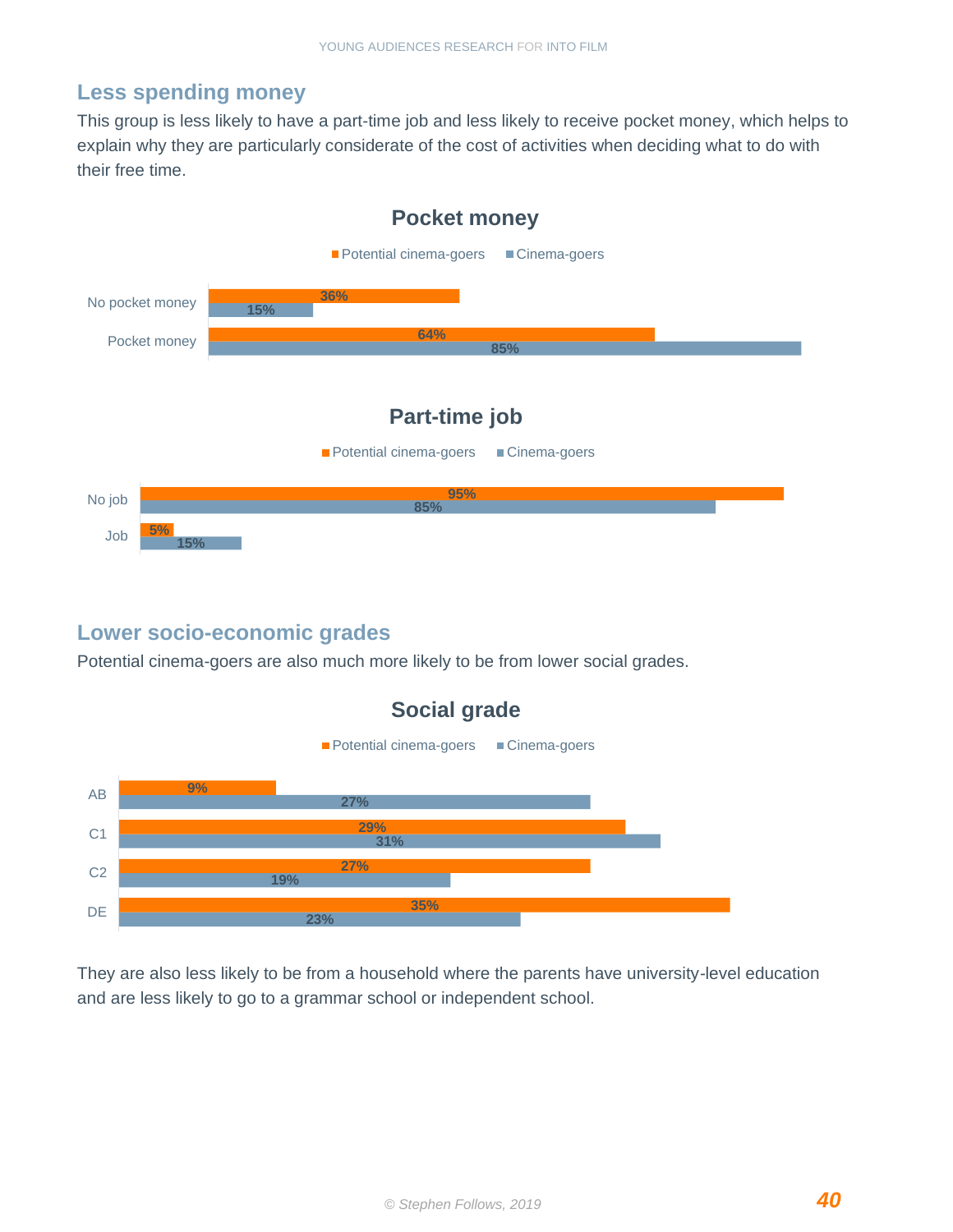## Less spending money

This group is less likely to have a part-time job and less likely to receive pocket money, which helps to explain why they are particularly considerate of the cost of activities when deciding what to do with their free time.

### Pocket money

| | Potential cinema-goers | Cinema-goers |
|---|---|---|
| No pocket money | 36% | 15% |
| Pocket money | 64% | 85% |

### Part-time job

| | Potential cinema-goers | Cinema-goers |
|---|---|---|
| No job | 95% | 85% |
| Job | 5% | 15% |

## Lower socio-economic grades

Potential cinema-goers are also much more likely to be from lower social grades.

### Social grade

| | Potential cinema-goers | Cinema-goers |
|---|---|---|
| AB | 9% | 27% |
| C1 | 29% | 31% |
| C2 | 27% | 19% |
| DE | 35% | 23% |

They are also less likely to be from a household where the parents have university-level education and are less likely to go to a grammar school or independent school.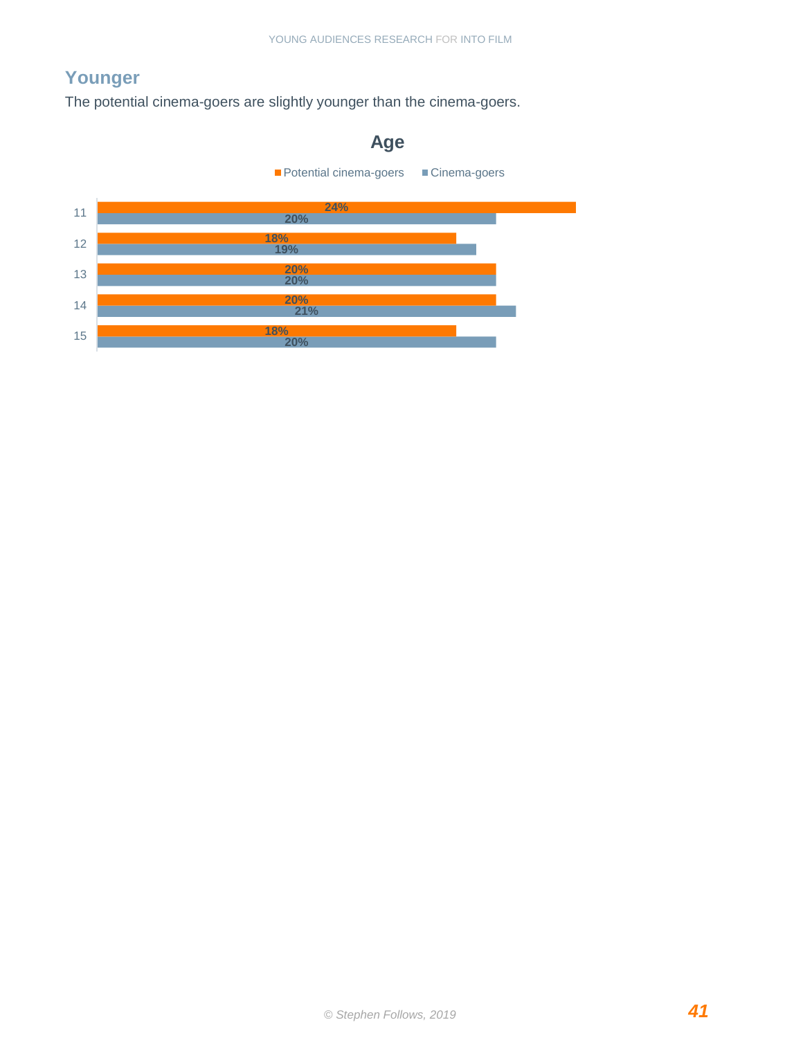## Younger

The potential cinema-goers are slightly younger than the cinema-goers.

**Age**

| Age | Potential cinema-goers | Cinema-goers |
|---|---|---|
| 11 | 24% | 20% |
| 12 | 18% | 19% |
| 13 | 20% | 20% |
| 14 | 20% | 21% |
| 15 | 18% | 20% |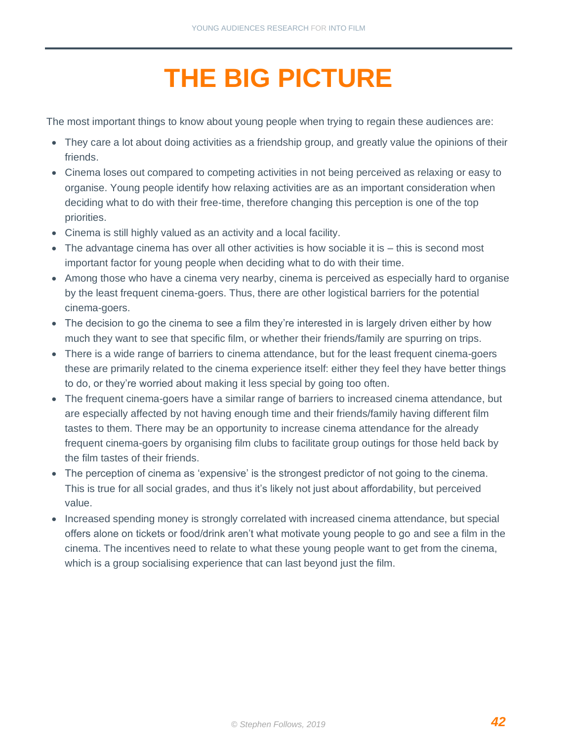# THE BIG PICTURE

The most important things to know about young people when trying to regain these audiences are:

- They care a lot about doing activities as a friendship group, and greatly value the opinions of their friends.
- Cinema loses out compared to competing activities in not being perceived as relaxing or easy to organise. Young people identify how relaxing activities are as an important consideration when deciding what to do with their free-time, therefore changing this perception is one of the top priorities.
- Cinema is still highly valued as an activity and a local facility.
- The advantage cinema has over all other activities is how sociable it is – this is second most important factor for young people when deciding what to do with their time.
- Among those who have a cinema very nearby, cinema is perceived as especially hard to organise by the least frequent cinema-goers. Thus, there are other logistical barriers for the potential cinema-goers.
- The decision to go the cinema to see a film they're interested in is largely driven either by how much they want to see that specific film, or whether their friends/family are spurring on trips.
- There is a wide range of barriers to cinema attendance, but for the least frequent cinema-goers these are primarily related to the cinema experience itself: either they feel they have better things to do, or they're worried about making it less special by going too often.
- The frequent cinema-goers have a similar range of barriers to increased cinema attendance, but are especially affected by not having enough time and their friends/family having different film tastes to them. There may be an opportunity to increase cinema attendance for the already frequent cinema-goers by organising film clubs to facilitate group outings for those held back by the film tastes of their friends.
- The perception of cinema as 'expensive' is the strongest predictor of not going to the cinema. This is true for all social grades, and thus it's likely not just about affordability, but perceived value.
- Increased spending money is strongly correlated with increased cinema attendance, but special offers alone on tickets or food/drink aren't what motivate young people to go and see a film in the cinema. The incentives need to relate to what these young people want to get from the cinema, which is a group socialising experience that can last beyond just the film.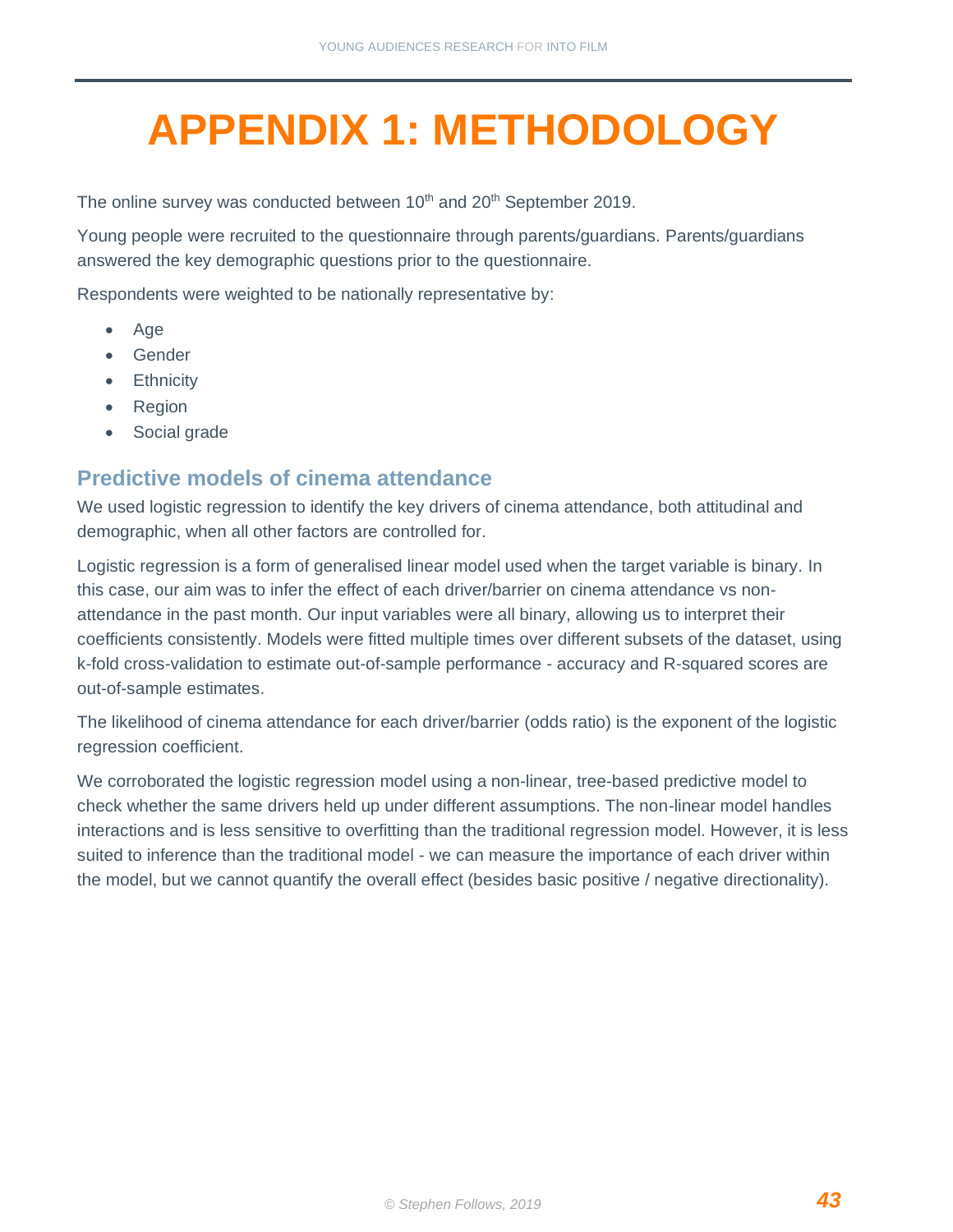# APPENDIX 1: METHODOLOGY

The online survey was conducted between 10th and 20th September 2019.

Young people were recruited to the questionnaire through parents/guardians. Parents/guardians answered the key demographic questions prior to the questionnaire.

Respondents were weighted to be nationally representative by:

- Age
- Gender
- Ethnicity
- Region
- Social grade

## Predictive models of cinema attendance

We used logistic regression to identify the key drivers of cinema attendance, both attitudinal and demographic, when all other factors are controlled for.

Logistic regression is a form of generalised linear model used when the target variable is binary. In this case, our aim was to infer the effect of each driver/barrier on cinema attendance vs non-attendance in the past month. Our input variables were all binary, allowing us to interpret their coefficients consistently. Models were fitted multiple times over different subsets of the dataset, using k-fold cross-validation to estimate out-of-sample performance - accuracy and R-squared scores are out-of-sample estimates.

The likelihood of cinema attendance for each driver/barrier (odds ratio) is the exponent of the logistic regression coefficient.

We corroborated the logistic regression model using a non-linear, tree-based predictive model to check whether the same drivers held up under different assumptions. The non-linear model handles interactions and is less sensitive to overfitting than the traditional regression model. However, it is less suited to inference than the traditional model - we can measure the importance of each driver within the model, but we cannot quantify the overall effect (besides basic positive / negative directionality).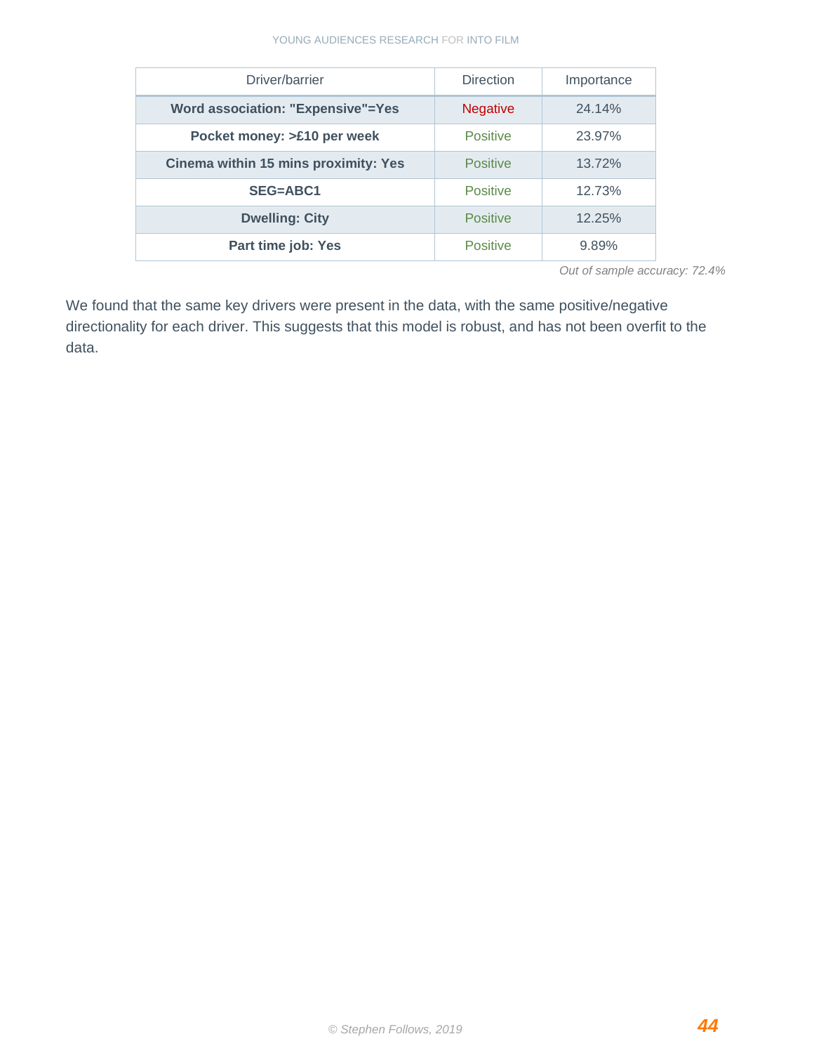| Driver/barrier | Direction | Importance |
|---|---|---|
| **Word association: "Expensive"=Yes** | Negative | 24.14% |
| **Pocket money: >£10 per week** | Positive | 23.97% |
| **Cinema within 15 mins proximity: Yes** | Positive | 13.72% |
| **SEG=ABC1** | Positive | 12.73% |
| **Dwelling: City** | Positive | 12.25% |
| **Part time job: Yes** | Positive | 9.89% |

*Out of sample accuracy: 72.4%*

We found that the same key drivers were present in the data, with the same positive/negative directionality for each driver. This suggests that this model is robust, and has not been overfit to the data.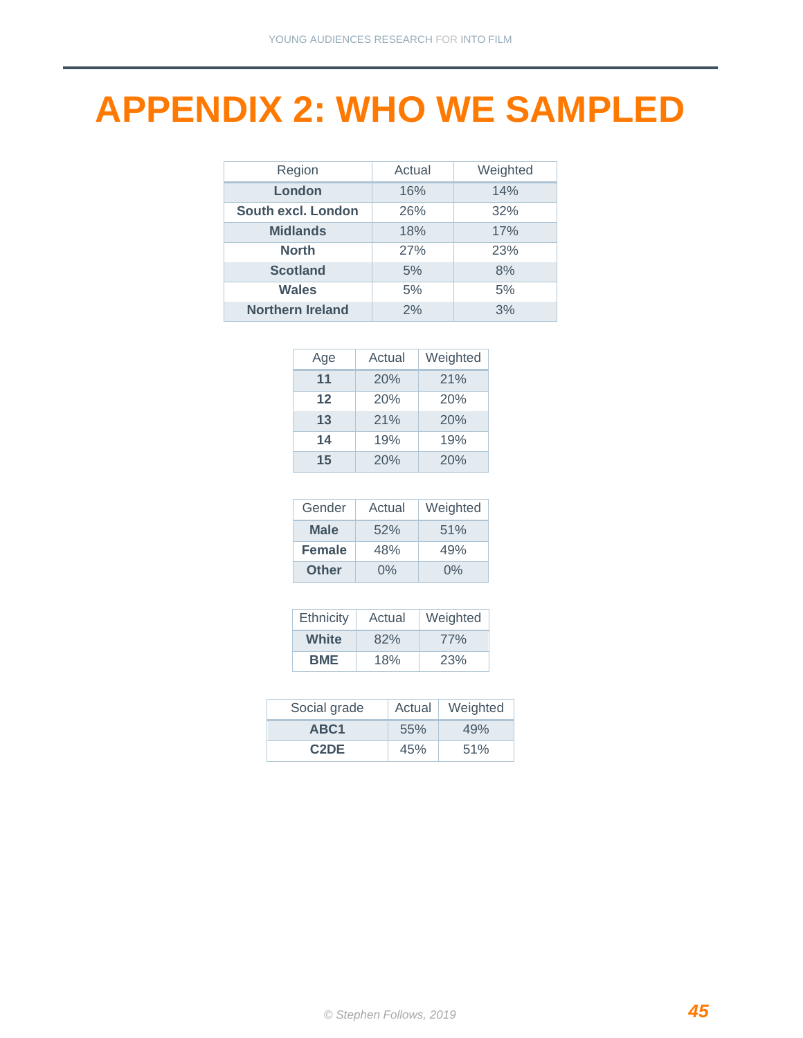# APPENDIX 2: WHO WE SAMPLED

| Region | Actual | Weighted |
|---|---|---|
| **London** | 16% | 14% |
| **South excl. London** | 26% | 32% |
| **Midlands** | 18% | 17% |
| **North** | 27% | 23% |
| **Scotland** | 5% | 8% |
| **Wales** | 5% | 5% |
| **Northern Ireland** | 2% | 3% |

| Age | Actual | Weighted |
|---|---|---|
| **11** | 20% | 21% |
| **12** | 20% | 20% |
| **13** | 21% | 20% |
| **14** | 19% | 19% |
| **15** | 20% | 20% |

| Gender | Actual | Weighted |
|---|---|---|
| **Male** | 52% | 51% |
| **Female** | 48% | 49% |
| **Other** | 0% | 0% |

| Ethnicity | Actual | Weighted |
|---|---|---|
| **White** | 82% | 77% |
| **BME** | 18% | 23% |

| Social grade | Actual | Weighted |
|---|---|---|
| **ABC1** | 55% | 49% |
| **C2DE** | 45% | 51% |

*© Stephen Follows, 2019*